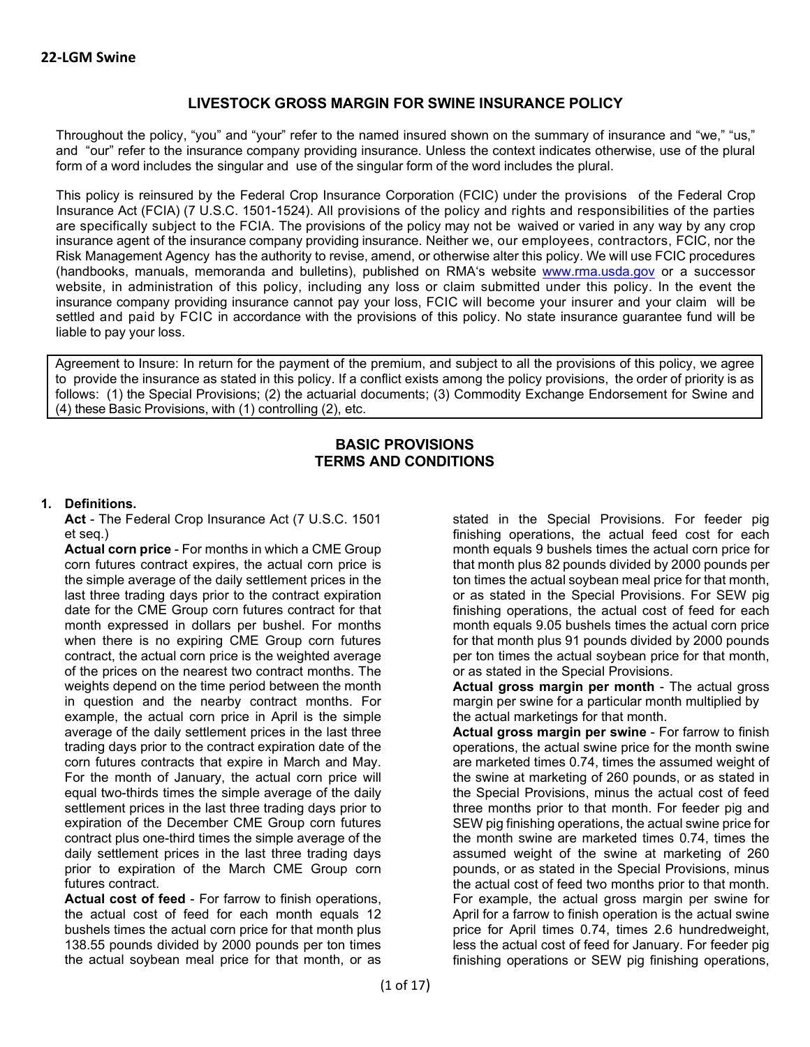**22-LGM Swine**

## LIVESTOCK GROSS MARGIN FOR SWINE INSURANCE POLICY

Throughout the policy, "you" and "your" refer to the named insured shown on the summary of insurance and "we," "us," and "our" refer to the insurance company providing insurance. Unless the context indicates otherwise, use of the plural form of a word includes the singular and use of the singular form of the word includes the plural.

This policy is reinsured by the Federal Crop Insurance Corporation (FCIC) under the provisions of the Federal Crop Insurance Act (FCIA) (7 U.S.C. 1501-1524). All provisions of the policy and rights and responsibilities of the parties are specifically subject to the FCIA. The provisions of the policy may not be waived or varied in any way by any crop insurance agent of the insurance company providing insurance. Neither we, our employees, contractors, FCIC, nor the Risk Management Agency has the authority to revise, amend, or otherwise alter this policy. We will use FCIC procedures (handbooks, manuals, memoranda and bulletins), published on RMA's website www.rma.usda.gov or a successor website, in administration of this policy, including any loss or claim submitted under this policy. In the event the insurance company providing insurance cannot pay your loss, FCIC will become your insurer and your claim will be settled and paid by FCIC in accordance with the provisions of this policy. No state insurance guarantee fund will be liable to pay your loss.

Agreement to Insure: In return for the payment of the premium, and subject to all the provisions of this policy, we agree to provide the insurance as stated in this policy. If a conflict exists among the policy provisions, the order of priority is as follows: (1) the Special Provisions; (2) the actuarial documents; (3) Commodity Exchange Endorsement for Swine and (4) these Basic Provisions, with (1) controlling (2), etc.

## BASIC PROVISIONS
## TERMS AND CONDITIONS

**1. Definitions.**

**Act** - The Federal Crop Insurance Act (7 U.S.C. 1501 et seq.)

**Actual corn price** - For months in which a CME Group corn futures contract expires, the actual corn price is the simple average of the daily settlement prices in the last three trading days prior to the contract expiration date for the CME Group corn futures contract for that month expressed in dollars per bushel. For months when there is no expiring CME Group corn futures contract, the actual corn price is the weighted average of the prices on the nearest two contract months. The weights depend on the time period between the month in question and the nearby contract months. For example, the actual corn price in April is the simple average of the daily settlement prices in the last three trading days prior to the contract expiration date of the corn futures contracts that expire in March and May. For the month of January, the actual corn price will equal two-thirds times the simple average of the daily settlement prices in the last three trading days prior to expiration of the December CME Group corn futures contract plus one-third times the simple average of the daily settlement prices in the last three trading days prior to expiration of the March CME Group corn futures contract.

**Actual cost of feed** - For farrow to finish operations, the actual cost of feed for each month equals 12 bushels times the actual corn price for that month plus 138.55 pounds divided by 2000 pounds per ton times the actual soybean meal price for that month, or as stated in the Special Provisions. For feeder pig finishing operations, the actual feed cost for each month equals 9 bushels times the actual corn price for that month plus 82 pounds divided by 2000 pounds per ton times the actual soybean meal price for that month, or as stated in the Special Provisions. For SEW pig finishing operations, the actual cost of feed for each month equals 9.05 bushels times the actual corn price for that month plus 91 pounds divided by 2000 pounds per ton times the actual soybean price for that month, or as stated in the Special Provisions.

**Actual gross margin per month** - The actual gross margin per swine for a particular month multiplied by the actual marketings for that month.

**Actual gross margin per swine** - For farrow to finish operations, the actual swine price for the month swine are marketed times 0.74, times the assumed weight of the swine at marketing of 260 pounds, or as stated in the Special Provisions, minus the actual cost of feed three months prior to that month. For feeder pig and SEW pig finishing operations, the actual swine price for the month swine are marketed times 0.74, times the assumed weight of the swine at marketing of 260 pounds, or as stated in the Special Provisions, minus the actual cost of feed two months prior to that month. For example, the actual gross margin per swine for April for a farrow to finish operation is the actual swine price for April times 0.74, times 2.6 hundredweight, less the actual cost of feed for January. For feeder pig finishing operations or SEW pig finishing operations,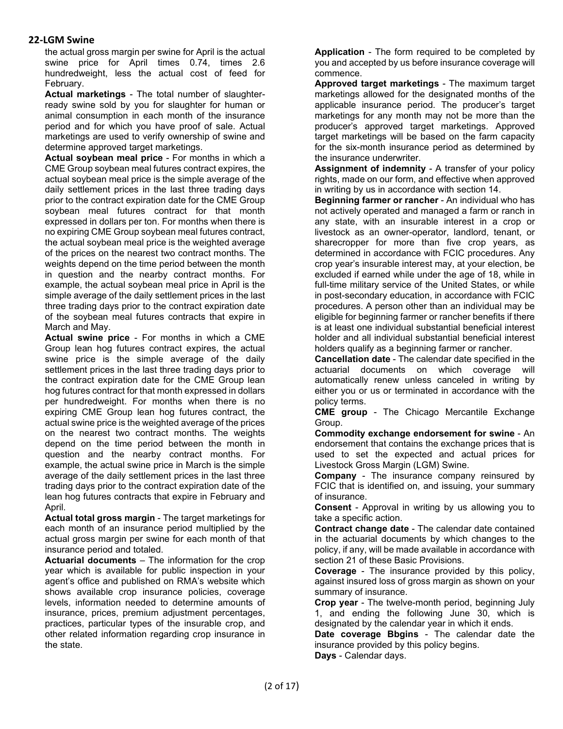the actual gross margin per swine for April is the actual swine price for April times 0.74, times 2.6 hundredweight, less the actual cost of feed for February.

**Actual marketings** - The total number of slaughter-ready swine sold by you for slaughter for human or animal consumption in each month of the insurance period and for which you have proof of sale. Actual marketings are used to verify ownership of swine and determine approved target marketings.

**Actual soybean meal price** - For months in which a CME Group soybean meal futures contract expires, the actual soybean meal price is the simple average of the daily settlement prices in the last three trading days prior to the contract expiration date for the CME Group soybean meal futures contract for that month expressed in dollars per ton. For months when there is no expiring CME Group soybean meal futures contract, the actual soybean meal price is the weighted average of the prices on the nearest two contract months. The weights depend on the time period between the month in question and the nearby contract months. For example, the actual soybean meal price in April is the simple average of the daily settlement prices in the last three trading days prior to the contract expiration date of the soybean meal futures contracts that expire in March and May.

**Actual swine price** - For months in which a CME Group lean hog futures contract expires, the actual swine price is the simple average of the daily settlement prices in the last three trading days prior to the contract expiration date for the CME Group lean hog futures contract for that month expressed in dollars per hundredweight. For months when there is no expiring CME Group lean hog futures contract, the actual swine price is the weighted average of the prices on the nearest two contract months. The weights depend on the time period between the month in question and the nearby contract months. For example, the actual swine price in March is the simple average of the daily settlement prices in the last three trading days prior to the contract expiration date of the lean hog futures contracts that expire in February and April.

**Actual total gross margin** - The target marketings for each month of an insurance period multiplied by the actual gross margin per swine for each month of that insurance period and totaled.

**Actuarial documents** – The information for the crop year which is available for public inspection in your agent's office and published on RMA's website which shows available crop insurance policies, coverage levels, information needed to determine amounts of insurance, prices, premium adjustment percentages, practices, particular types of the insurable crop, and other related information regarding crop insurance in the state.

**Application** - The form required to be completed by you and accepted by us before insurance coverage will commence.

**Approved target marketings** - The maximum target marketings allowed for the designated months of the applicable insurance period. The producer's target marketings for any month may not be more than the producer's approved target marketings. Approved target marketings will be based on the farm capacity for the six-month insurance period as determined by the insurance underwriter.

**Assignment of indemnity** - A transfer of your policy rights, made on our form, and effective when approved in writing by us in accordance with section 14.

**Beginning farmer or rancher** - An individual who has not actively operated and managed a farm or ranch in any state, with an insurable interest in a crop or livestock as an owner-operator, landlord, tenant, or sharecropper for more than five crop years, as determined in accordance with FCIC procedures. Any crop year's insurable interest may, at your election, be excluded if earned while under the age of 18, while in full-time military service of the United States, or while in post-secondary education, in accordance with FCIC procedures. A person other than an individual may be eligible for beginning farmer or rancher benefits if there is at least one individual substantial beneficial interest holder and all individual substantial beneficial interest holders qualify as a beginning farmer or rancher.

**Cancellation date** - The calendar date specified in the actuarial documents on which coverage will automatically renew unless canceled in writing by either you or us or terminated in accordance with the policy terms.

**CME group** - The Chicago Mercantile Exchange Group.

**Commodity exchange endorsement for swine** - An endorsement that contains the exchange prices that is used to set the expected and actual prices for Livestock Gross Margin (LGM) Swine.

**Company** - The insurance company reinsured by FCIC that is identified on, and issuing, your summary of insurance.

**Consent** - Approval in writing by us allowing you to take a specific action.

**Contract change date** - The calendar date contained in the actuarial documents by which changes to the policy, if any, will be made available in accordance with section 21 of these Basic Provisions.

**Coverage** - The insurance provided by this policy, against insured loss of gross margin as shown on your summary of insurance.

**Crop year** - The twelve-month period, beginning July 1, and ending the following June 30, which is designated by the calendar year in which it ends.

**Date coverage Bbgins** - The calendar date the insurance provided by this policy begins.

**Days** - Calendar days.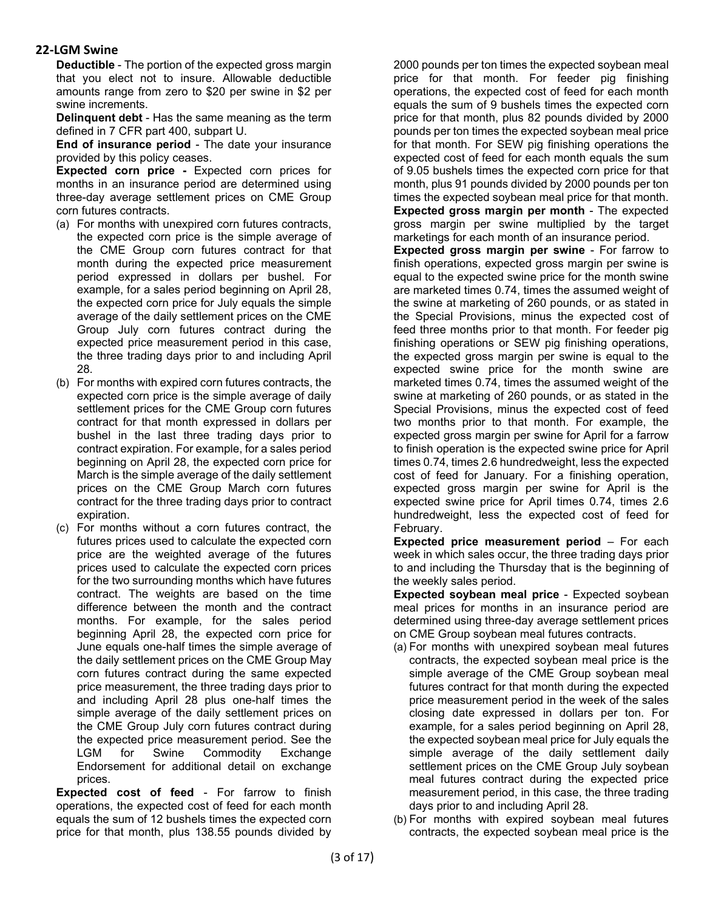## 22-LGM Swine

**Deductible** - The portion of the expected gross margin that you elect not to insure. Allowable deductible amounts range from zero to $20 per swine in $2 per swine increments.

**Delinquent debt** - Has the same meaning as the term defined in 7 CFR part 400, subpart U.

**End of insurance period** - The date your insurance provided by this policy ceases.

**Expected corn price -** Expected corn prices for months in an insurance period are determined using three-day average settlement prices on CME Group corn futures contracts.

(a) For months with unexpired corn futures contracts, the expected corn price is the simple average of the CME Group corn futures contract for that month during the expected price measurement period expressed in dollars per bushel. For example, for a sales period beginning on April 28, the expected corn price for July equals the simple average of the daily settlement prices on the CME Group July corn futures contract during the expected price measurement period in this case, the three trading days prior to and including April 28.

(b) For months with expired corn futures contracts, the expected corn price is the simple average of daily settlement prices for the CME Group corn futures contract for that month expressed in dollars per bushel in the last three trading days prior to contract expiration. For example, for a sales period beginning on April 28, the expected corn price for March is the simple average of the daily settlement prices on the CME Group March corn futures contract for the three trading days prior to contract expiration.

(c) For months without a corn futures contract, the futures prices used to calculate the expected corn price are the weighted average of the futures prices used to calculate the expected corn prices for the two surrounding months which have futures contract. The weights are based on the time difference between the month and the contract months. For example, for the sales period beginning April 28, the expected corn price for June equals one-half times the simple average of the daily settlement prices on the CME Group May corn futures contract during the same expected price measurement, the three trading days prior to and including April 28 plus one-half times the simple average of the daily settlement prices on the CME Group July corn futures contract during the expected price measurement period. See the LGM for Swine Commodity Exchange Endorsement for additional detail on exchange prices.

**Expected cost of feed** - For farrow to finish operations, the expected cost of feed for each month equals the sum of 12 bushels times the expected corn price for that month, plus 138.55 pounds divided by 2000 pounds per ton times the expected soybean meal price for that month. For feeder pig finishing operations, the expected cost of feed for each month equals the sum of 9 bushels times the expected corn price for that month, plus 82 pounds divided by 2000 pounds per ton times the expected soybean meal price for that month. For SEW pig finishing operations the expected cost of feed for each month equals the sum of 9.05 bushels times the expected corn price for that month, plus 91 pounds divided by 2000 pounds per ton times the expected soybean meal price for that month.

**Expected gross margin per month** - The expected gross margin per swine multiplied by the target marketings for each month of an insurance period.

**Expected gross margin per swine** - For farrow to finish operations, expected gross margin per swine is equal to the expected swine price for the month swine are marketed times 0.74, times the assumed weight of the swine at marketing of 260 pounds, or as stated in the Special Provisions, minus the expected cost of feed three months prior to that month. For feeder pig finishing operations or SEW pig finishing operations, the expected gross margin per swine is equal to the expected swine price for the month swine are marketed times 0.74, times the assumed weight of the swine at marketing of 260 pounds, or as stated in the Special Provisions, minus the expected cost of feed two months prior to that month. For example, the expected gross margin per swine for April for a farrow to finish operation is the expected swine price for April times 0.74, times 2.6 hundredweight, less the expected cost of feed for January. For a finishing operation, expected gross margin per swine for April is the expected swine price for April times 0.74, times 2.6 hundredweight, less the expected cost of feed for February.

**Expected price measurement period** – For each week in which sales occur, the three trading days prior to and including the Thursday that is the beginning of the weekly sales period.

**Expected soybean meal price** - Expected soybean meal prices for months in an insurance period are determined using three-day average settlement prices on CME Group soybean meal futures contracts.

(a) For months with unexpired soybean meal futures contracts, the expected soybean meal price is the simple average of the CME Group soybean meal futures contract for that month during the expected price measurement period in the week of the sales closing date expressed in dollars per ton. For example, for a sales period beginning on April 28, the expected soybean meal price for July equals the simple average of the daily settlement daily settlement prices on the CME Group July soybean meal futures contract during the expected price measurement period, in this case, the three trading days prior to and including April 28.

(b) For months with expired soybean meal futures contracts, the expected soybean meal price is the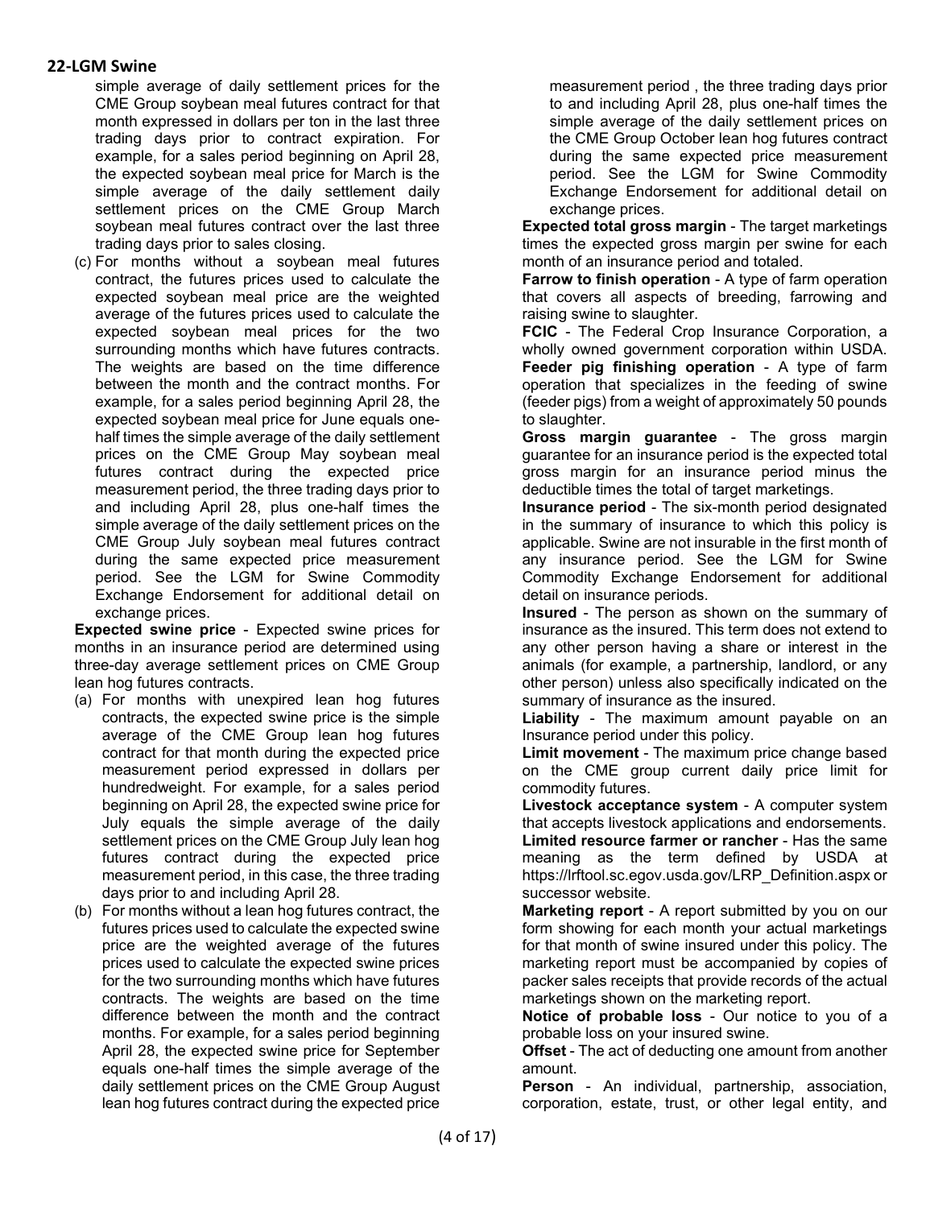simple average of daily settlement prices for the CME Group soybean meal futures contract for that month expressed in dollars per ton in the last three trading days prior to contract expiration. For example, for a sales period beginning on April 28, the expected soybean meal price for March is the simple average of the daily settlement daily settlement prices on the CME Group March soybean meal futures contract over the last three trading days prior to sales closing.

(c) For months without a soybean meal futures contract, the futures prices used to calculate the expected soybean meal price are the weighted average of the futures prices used to calculate the expected soybean meal prices for the two surrounding months which have futures contracts. The weights are based on the time difference between the month and the contract months. For example, for a sales period beginning April 28, the expected soybean meal price for June equals one-half times the simple average of the daily settlement prices on the CME Group May soybean meal futures contract during the expected price measurement period, the three trading days prior to and including April 28, plus one-half times the simple average of the daily settlement prices on the CME Group July soybean meal futures contract during the same expected price measurement period. See the LGM for Swine Commodity Exchange Endorsement for additional detail on exchange prices.

**Expected swine price** - Expected swine prices for months in an insurance period are determined using three-day average settlement prices on CME Group lean hog futures contracts.

(a) For months with unexpired lean hog futures contracts, the expected swine price is the simple average of the CME Group lean hog futures contract for that month during the expected price measurement period expressed in dollars per hundredweight. For example, for a sales period beginning on April 28, the expected swine price for July equals the simple average of the daily settlement prices on the CME Group July lean hog futures contract during the expected price measurement period, in this case, the three trading days prior to and including April 28.

(b) For months without a lean hog futures contract, the futures prices used to calculate the expected swine price are the weighted average of the futures prices used to calculate the expected swine prices for the two surrounding months which have futures contracts. The weights are based on the time difference between the month and the contract months. For example, for a sales period beginning April 28, the expected swine price for September equals one-half times the simple average of the daily settlement prices on the CME Group August lean hog futures contract during the expected price measurement period , the three trading days prior to and including April 28, plus one-half times the simple average of the daily settlement prices on the CME Group October lean hog futures contract during the same expected price measurement period. See the LGM for Swine Commodity Exchange Endorsement for additional detail on exchange prices.

**Expected total gross margin** - The target marketings times the expected gross margin per swine for each month of an insurance period and totaled.

**Farrow to finish operation** - A type of farm operation that covers all aspects of breeding, farrowing and raising swine to slaughter.

**FCIC** - The Federal Crop Insurance Corporation, a wholly owned government corporation within USDA.

**Feeder pig finishing operation** - A type of farm operation that specializes in the feeding of swine (feeder pigs) from a weight of approximately 50 pounds to slaughter.

**Gross margin guarantee** - The gross margin guarantee for an insurance period is the expected total gross margin for an insurance period minus the deductible times the total of target marketings.

**Insurance period** - The six-month period designated in the summary of insurance to which this policy is applicable. Swine are not insurable in the first month of any insurance period. See the LGM for Swine Commodity Exchange Endorsement for additional detail on insurance periods.

**Insured** - The person as shown on the summary of insurance as the insured. This term does not extend to any other person having a share or interest in the animals (for example, a partnership, landlord, or any other person) unless also specifically indicated on the summary of insurance as the insured.

**Liability** - The maximum amount payable on an Insurance period under this policy.

**Limit movement** - The maximum price change based on the CME group current daily price limit for commodity futures.

**Livestock acceptance system** - A computer system that accepts livestock applications and endorsements.

**Limited resource farmer or rancher** - Has the same meaning as the term defined by USDA at https://lrftool.sc.egov.usda.gov/LRP_Definition.aspx or successor website.

**Marketing report** - A report submitted by you on our form showing for each month your actual marketings for that month of swine insured under this policy. The marketing report must be accompanied by copies of packer sales receipts that provide records of the actual marketings shown on the marketing report.

**Notice of probable loss** - Our notice to you of a probable loss on your insured swine.

**Offset** - The act of deducting one amount from another amount.

**Person** - An individual, partnership, association, corporation, estate, trust, or other legal entity, and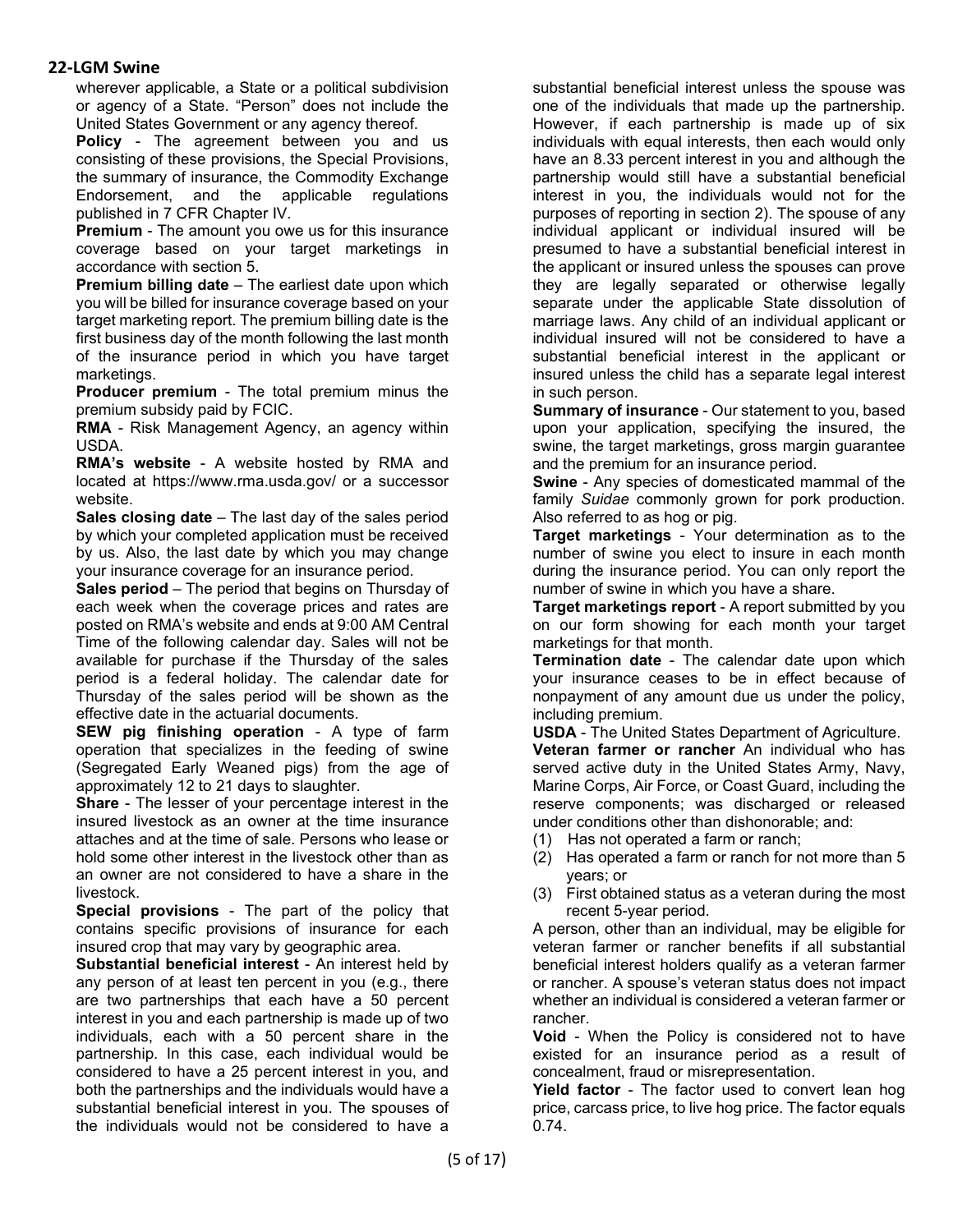wherever applicable, a State or a political subdivision or agency of a State. "Person" does not include the United States Government or any agency thereof.

**Policy** - The agreement between you and us consisting of these provisions, the Special Provisions, the summary of insurance, the Commodity Exchange Endorsement, and the applicable regulations published in 7 CFR Chapter IV.

**Premium** - The amount you owe us for this insurance coverage based on your target marketings in accordance with section 5.

**Premium billing date** – The earliest date upon which you will be billed for insurance coverage based on your target marketing report. The premium billing date is the first business day of the month following the last month of the insurance period in which you have target marketings.

**Producer premium** - The total premium minus the premium subsidy paid by FCIC.

**RMA** - Risk Management Agency, an agency within USDA.

**RMA's website** - A website hosted by RMA and located at https://www.rma.usda.gov/ or a successor website.

**Sales closing date** – The last day of the sales period by which your completed application must be received by us. Also, the last date by which you may change your insurance coverage for an insurance period.

**Sales period** – The period that begins on Thursday of each week when the coverage prices and rates are posted on RMA's website and ends at 9:00 AM Central Time of the following calendar day. Sales will not be available for purchase if the Thursday of the sales period is a federal holiday. The calendar date for Thursday of the sales period will be shown as the effective date in the actuarial documents.

**SEW pig finishing operation** - A type of farm operation that specializes in the feeding of swine (Segregated Early Weaned pigs) from the age of approximately 12 to 21 days to slaughter.

**Share** - The lesser of your percentage interest in the insured livestock as an owner at the time insurance attaches and at the time of sale. Persons who lease or hold some other interest in the livestock other than as an owner are not considered to have a share in the livestock.

**Special provisions** - The part of the policy that contains specific provisions of insurance for each insured crop that may vary by geographic area.

**Substantial beneficial interest** - An interest held by any person of at least ten percent in you (e.g., there are two partnerships that each have a 50 percent interest in you and each partnership is made up of two individuals, each with a 50 percent share in the partnership. In this case, each individual would be considered to have a 25 percent interest in you, and both the partnerships and the individuals would have a substantial beneficial interest in you. The spouses of the individuals would not be considered to have a substantial beneficial interest unless the spouse was one of the individuals that made up the partnership. However, if each partnership is made up of six individuals with equal interests, then each would only have an 8.33 percent interest in you and although the partnership would still have a substantial beneficial interest in you, the individuals would not for the purposes of reporting in section 2). The spouse of any individual applicant or individual insured will be presumed to have a substantial beneficial interest in the applicant or insured unless the spouses can prove they are legally separated or otherwise legally separate under the applicable State dissolution of marriage laws. Any child of an individual applicant or individual insured will not be considered to have a substantial beneficial interest in the applicant or insured unless the child has a separate legal interest in such person.

**Summary of insurance** - Our statement to you, based upon your application, specifying the insured, the swine, the target marketings, gross margin guarantee and the premium for an insurance period.

**Swine** - Any species of domesticated mammal of the family *Suidae* commonly grown for pork production. Also referred to as hog or pig.

**Target marketings** - Your determination as to the number of swine you elect to insure in each month during the insurance period. You can only report the number of swine in which you have a share.

**Target marketings report** - A report submitted by you on our form showing for each month your target marketings for that month.

**Termination date** - The calendar date upon which your insurance ceases to be in effect because of nonpayment of any amount due us under the policy, including premium.

**USDA** - The United States Department of Agriculture.

**Veteran farmer or rancher** An individual who has served active duty in the United States Army, Navy, Marine Corps, Air Force, or Coast Guard, including the reserve components; was discharged or released under conditions other than dishonorable; and:

(1) Has not operated a farm or ranch;
(2) Has operated a farm or ranch for not more than 5 years; or
(3) First obtained status as a veteran during the most recent 5-year period.

A person, other than an individual, may be eligible for veteran farmer or rancher benefits if all substantial beneficial interest holders qualify as a veteran farmer or rancher. A spouse's veteran status does not impact whether an individual is considered a veteran farmer or rancher.

**Void** - When the Policy is considered not to have existed for an insurance period as a result of concealment, fraud or misrepresentation.

**Yield factor** - The factor used to convert lean hog price, carcass price, to live hog price. The factor equals 0.74.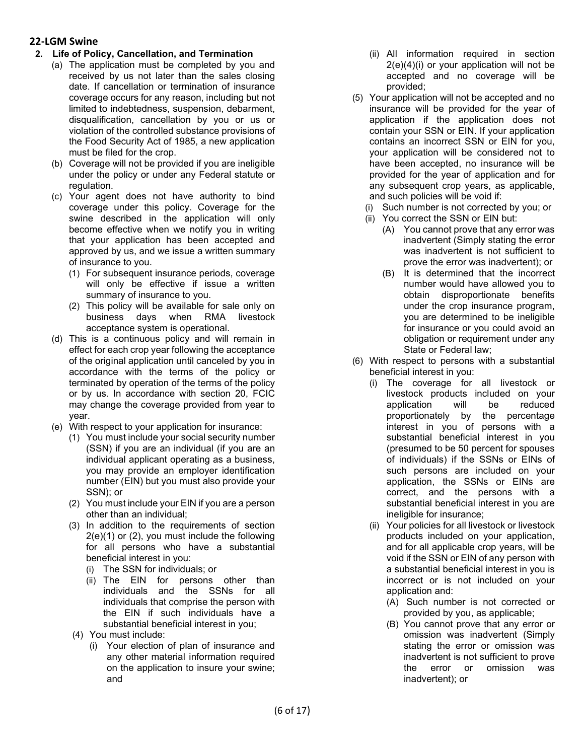## 22-LGM Swine

**2. Life of Policy, Cancellation, and Termination**

(a) The application must be completed by you and received by us not later than the sales closing date. If cancellation or termination of insurance coverage occurs for any reason, including but not limited to indebtedness, suspension, debarment, disqualification, cancellation by you or us or violation of the controlled substance provisions of the Food Security Act of 1985, a new application must be filed for the crop.

(b) Coverage will not be provided if you are ineligible under the policy or under any Federal statute or regulation.

(c) Your agent does not have authority to bind coverage under this policy. Coverage for the swine described in the application will only become effective when we notify you in writing that your application has been accepted and approved by us, and we issue a written summary of insurance to you.

  (1) For subsequent insurance periods, coverage will only be effective if issue a written summary of insurance to you.

  (2) This policy will be available for sale only on business days when RMA livestock acceptance system is operational.

(d) This is a continuous policy and will remain in effect for each crop year following the acceptance of the original application until canceled by you in accordance with the terms of the policy or terminated by operation of the terms of the policy or by us. In accordance with section 20, FCIC may change the coverage provided from year to year.

(e) With respect to your application for insurance:

  (1) You must include your social security number (SSN) if you are an individual (if you are an individual applicant operating as a business, you may provide an employer identification number (EIN) but you must also provide your SSN); or

  (2) You must include your EIN if you are a person other than an individual;

  (3) In addition to the requirements of section 2(e)(1) or (2), you must include the following for all persons who have a substantial beneficial interest in you:

    (i) The SSN for individuals; or

    (ii) The EIN for persons other than individuals and the SSNs for all individuals that comprise the person with the EIN if such individuals have a substantial beneficial interest in you;

  (4) You must include:

    (i) Your election of plan of insurance and any other material information required on the application to insure your swine; and

    (ii) All information required in section 2(e)(4)(i) or your application will not be accepted and no coverage will be provided;

  (5) Your application will not be accepted and no insurance will be provided for the year of application if the application does not contain your SSN or EIN. If your application contains an incorrect SSN or EIN for you, your application will be considered not to have been accepted, no insurance will be provided for the year of application and for any subsequent crop years, as applicable, and such policies will be void if:

    (i) Such number is not corrected by you; or

    (ii) You correct the SSN or EIN but:

      (A) You cannot prove that any error was inadvertent (Simply stating the error was inadvertent is not sufficient to prove the error was inadvertent); or

      (B) It is determined that the incorrect number would have allowed you to obtain disproportionate benefits under the crop insurance program, you are determined to be ineligible for insurance or you could avoid an obligation or requirement under any State or Federal law;

  (6) With respect to persons with a substantial beneficial interest in you:

    (i) The coverage for all livestock or livestock products included on your application will be reduced proportionately by the percentage interest in you of persons with a substantial beneficial interest in you (presumed to be 50 percent for spouses of individuals) if the SSNs or EINs of such persons are included on your application, the SSNs or EINs are correct, and the persons with a substantial beneficial interest in you are ineligible for insurance;

    (ii) Your policies for all livestock or livestock products included on your application, and for all applicable crop years, will be void if the SSN or EIN of any person with a substantial beneficial interest in you is incorrect or is not included on your application and:

      (A) Such number is not corrected or provided by you, as applicable;

      (B) You cannot prove that any error or omission was inadvertent (Simply stating the error or omission was inadvertent is not sufficient to prove the error or omission was inadvertent); or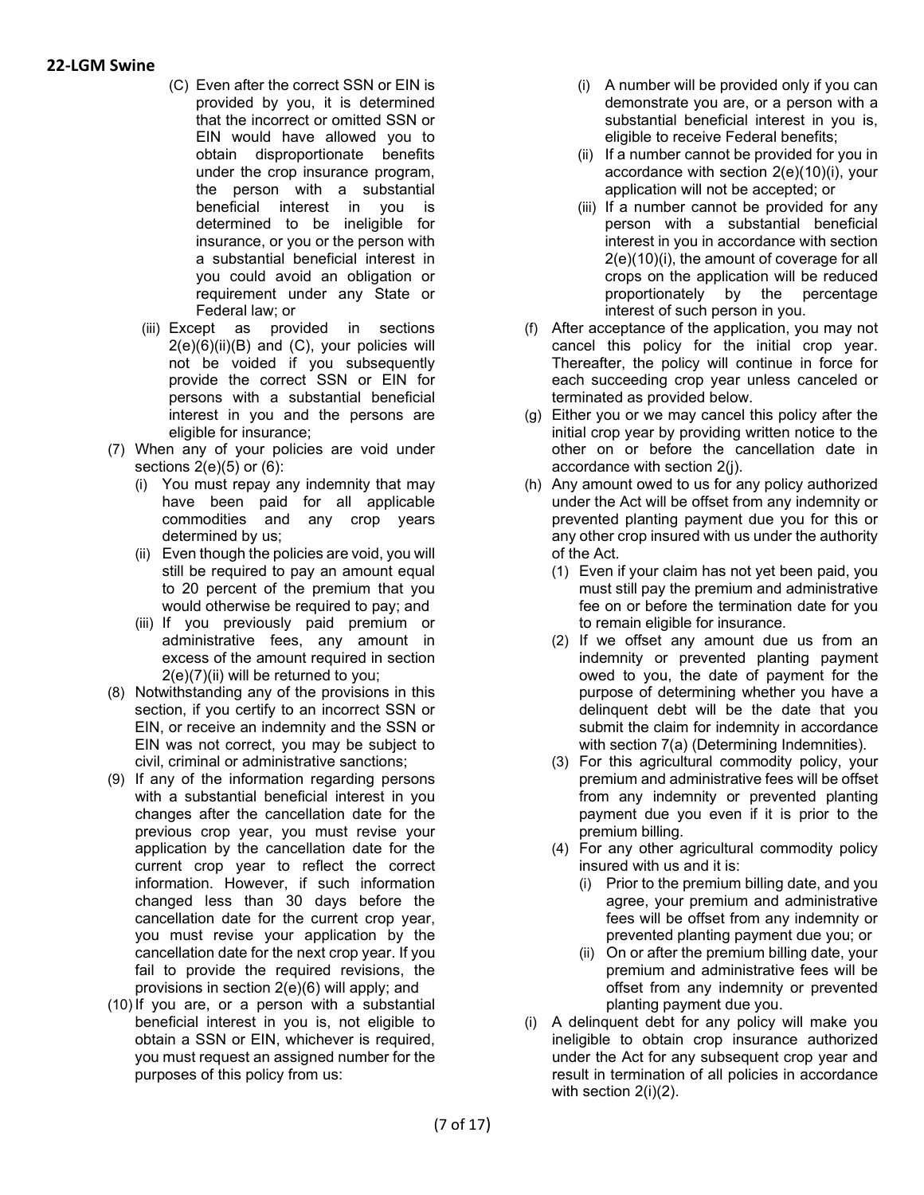(C) Even after the correct SSN or EIN is provided by you, it is determined that the incorrect or omitted SSN or EIN would have allowed you to obtain disproportionate benefits under the crop insurance program, the person with a substantial beneficial interest in you is determined to be ineligible for insurance, or you or the person with a substantial beneficial interest in you could avoid an obligation or requirement under any State or Federal law; or

(iii) Except as provided in sections 2(e)(6)(ii)(B) and (C), your policies will not be voided if you subsequently provide the correct SSN or EIN for persons with a substantial beneficial interest in you and the persons are eligible for insurance;

(7) When any of your policies are void under sections 2(e)(5) or (6):

(i) You must repay any indemnity that may have been paid for all applicable commodities and any crop years determined by us;

(ii) Even though the policies are void, you will still be required to pay an amount equal to 20 percent of the premium that you would otherwise be required to pay; and

(iii) If you previously paid premium or administrative fees, any amount in excess of the amount required in section 2(e)(7)(ii) will be returned to you;

(8) Notwithstanding any of the provisions in this section, if you certify to an incorrect SSN or EIN, or receive an indemnity and the SSN or EIN was not correct, you may be subject to civil, criminal or administrative sanctions;

(9) If any of the information regarding persons with a substantial beneficial interest in you changes after the cancellation date for the previous crop year, you must revise your application by the cancellation date for the current crop year to reflect the correct information. However, if such information changed less than 30 days before the cancellation date for the current crop year, you must revise your application by the cancellation date for the next crop year. If you fail to provide the required revisions, the provisions in section 2(e)(6) will apply; and

(10) If you are, or a person with a substantial beneficial interest in you is, not eligible to obtain a SSN or EIN, whichever is required, you must request an assigned number for the purposes of this policy from us:

(i) A number will be provided only if you can demonstrate you are, or a person with a substantial beneficial interest in you is, eligible to receive Federal benefits;

(ii) If a number cannot be provided for you in accordance with section 2(e)(10)(i), your application will not be accepted; or

(iii) If a number cannot be provided for any person with a substantial beneficial interest in you in accordance with section 2(e)(10)(i), the amount of coverage for all crops on the application will be reduced proportionately by the percentage interest of such person in you.

(f) After acceptance of the application, you may not cancel this policy for the initial crop year. Thereafter, the policy will continue in force for each succeeding crop year unless canceled or terminated as provided below.

(g) Either you or we may cancel this policy after the initial crop year by providing written notice to the other on or before the cancellation date in accordance with section 2(j).

(h) Any amount owed to us for any policy authorized under the Act will be offset from any indemnity or prevented planting payment due you for this or any other crop insured with us under the authority of the Act.

(1) Even if your claim has not yet been paid, you must still pay the premium and administrative fee on or before the termination date for you to remain eligible for insurance.

(2) If we offset any amount due us from an indemnity or prevented planting payment owed to you, the date of payment for the purpose of determining whether you have a delinquent debt will be the date that you submit the claim for indemnity in accordance with section 7(a) (Determining Indemnities).

(3) For this agricultural commodity policy, your premium and administrative fees will be offset from any indemnity or prevented planting payment due you even if it is prior to the premium billing.

(4) For any other agricultural commodity policy insured with us and it is:

(i) Prior to the premium billing date, and you agree, your premium and administrative fees will be offset from any indemnity or prevented planting payment due you; or

(ii) On or after the premium billing date, your premium and administrative fees will be offset from any indemnity or prevented planting payment due you.

(i) A delinquent debt for any policy will make you ineligible to obtain crop insurance authorized under the Act for any subsequent crop year and result in termination of all policies in accordance with section 2(i)(2).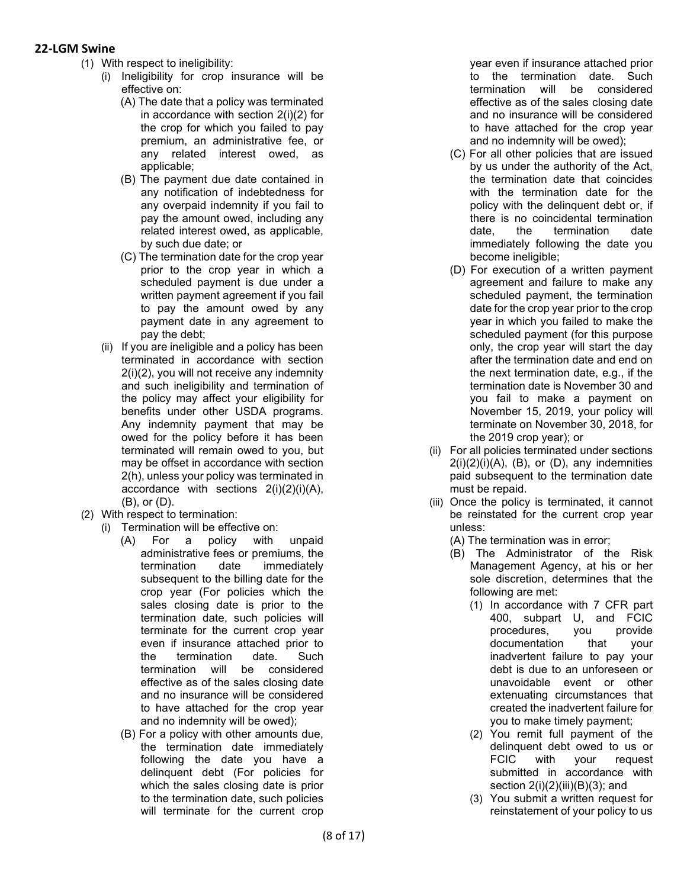**22-LGM Swine**

(1) With respect to ineligibility:

(i) Ineligibility for crop insurance will be effective on:

(A) The date that a policy was terminated in accordance with section 2(i)(2) for the crop for which you failed to pay premium, an administrative fee, or any related interest owed, as applicable;

(B) The payment due date contained in any notification of indebtedness for any overpaid indemnity if you fail to pay the amount owed, including any related interest owed, as applicable, by such due date; or

(C) The termination date for the crop year prior to the crop year in which a scheduled payment is due under a written payment agreement if you fail to pay the amount owed by any payment date in any agreement to pay the debt;

(ii) If you are ineligible and a policy has been terminated in accordance with section 2(i)(2), you will not receive any indemnity and such ineligibility and termination of the policy may affect your eligibility for benefits under other USDA programs. Any indemnity payment that may be owed for the policy before it has been terminated will remain owed to you, but may be offset in accordance with section 2(h), unless your policy was terminated in accordance with sections 2(i)(2)(i)(A), (B), or (D).

(2) With respect to termination:

(i) Termination will be effective on:

(A) For a policy with unpaid administrative fees or premiums, the termination date immediately subsequent to the billing date for the crop year (For policies which the sales closing date is prior to the termination date, such policies will terminate for the current crop year even if insurance attached prior to the termination date. Such termination will be considered effective as of the sales closing date and no insurance will be considered to have attached for the crop year and no indemnity will be owed);

(B) For a policy with other amounts due, the termination date immediately following the date you have a delinquent debt (For policies for which the sales closing date is prior to the termination date, such policies will terminate for the current crop year even if insurance attached prior to the termination date. Such termination will be considered effective as of the sales closing date and no insurance will be considered to have attached for the crop year and no indemnity will be owed);

(C) For all other policies that are issued by us under the authority of the Act, the termination date that coincides with the termination date for the policy with the delinquent debt or, if there is no coincidental termination date, the termination date immediately following the date you become ineligible;

(D) For execution of a written payment agreement and failure to make any scheduled payment, the termination date for the crop year prior to the crop year in which you failed to make the scheduled payment (for this purpose only, the crop year will start the day after the termination date and end on the next termination date, e.g., if the termination date is November 30 and you fail to make a payment on November 15, 2019, your policy will terminate on November 30, 2018, for the 2019 crop year); or

(ii) For all policies terminated under sections 2(i)(2)(i)(A), (B), or (D), any indemnities paid subsequent to the termination date must be repaid.

(iii) Once the policy is terminated, it cannot be reinstated for the current crop year unless:

(A) The termination was in error;

(B) The Administrator of the Risk Management Agency, at his or her sole discretion, determines that the following are met:

(1) In accordance with 7 CFR part 400, subpart U, and FCIC procedures, you provide documentation that your inadvertent failure to pay your debt is due to an unforeseen or unavoidable event or other extenuating circumstances that created the inadvertent failure for you to make timely payment;

(2) You remit full payment of the delinquent debt owed to us or FCIC with your request submitted in accordance with section 2(i)(2)(iii)(B)(3); and

(3) You submit a written request for reinstatement of your policy to us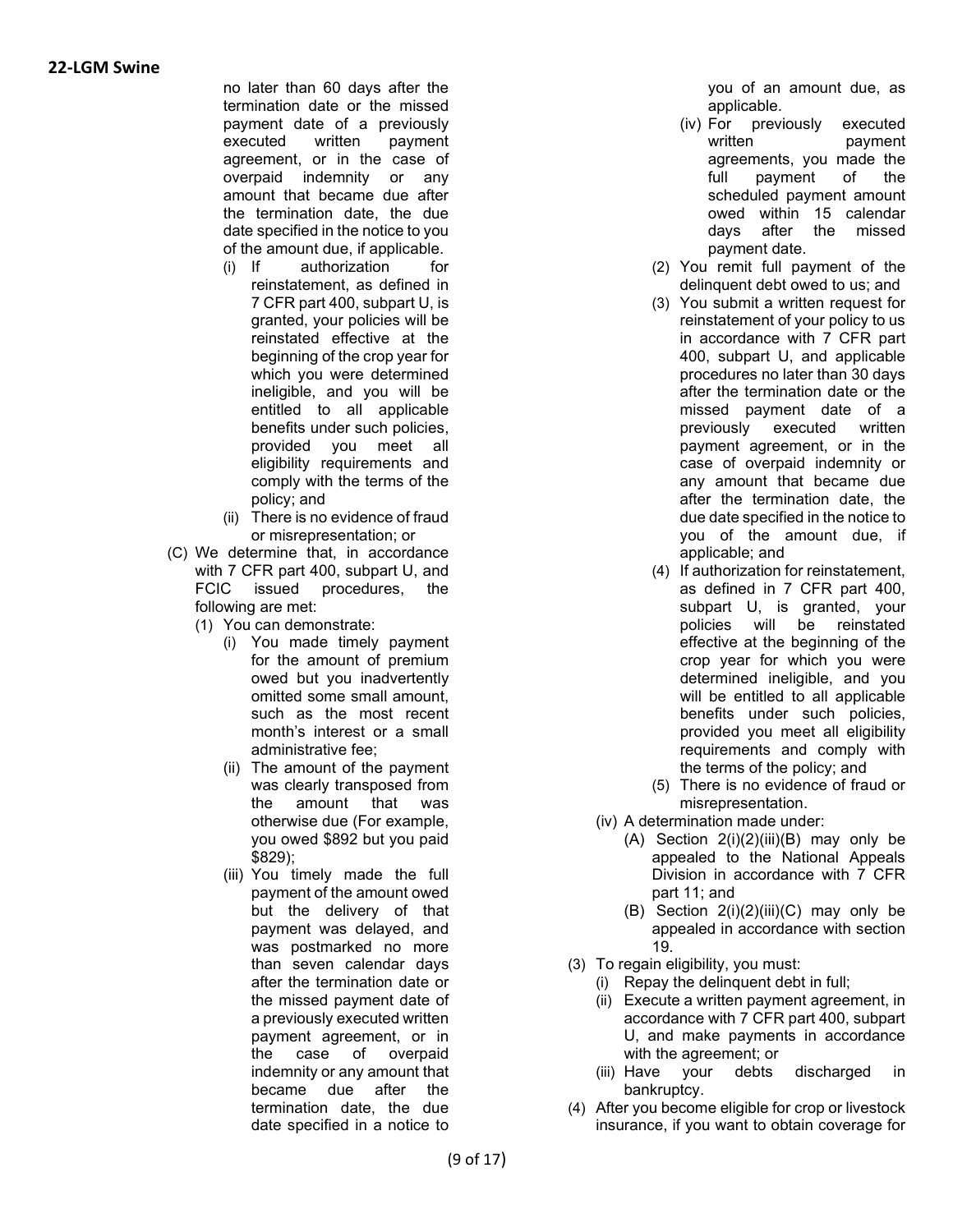no later than 60 days after the termination date or the missed payment date of a previously executed written payment agreement, or in the case of overpaid indemnity or any amount that became due after the termination date, the due date specified in the notice to you of the amount due, if applicable.

(i) If authorization for reinstatement, as defined in 7 CFR part 400, subpart U, is granted, your policies will be reinstated effective at the beginning of the crop year for which you were determined ineligible, and you will be entitled to all applicable benefits under such policies, provided you meet all eligibility requirements and comply with the terms of the policy; and

(ii) There is no evidence of fraud or misrepresentation; or

(C) We determine that, in accordance with 7 CFR part 400, subpart U, and FCIC issued procedures, the following are met:

(1) You can demonstrate:

(i) You made timely payment for the amount of premium owed but you inadvertently omitted some small amount, such as the most recent month's interest or a small administrative fee;

(ii) The amount of the payment was clearly transposed from the amount that was otherwise due (For example, you owed $892 but you paid $829);

(iii) You timely made the full payment of the amount owed but the delivery of that payment was delayed, and was postmarked no more than seven calendar days after the termination date or the missed payment date of a previously executed written payment agreement, or in the case of overpaid indemnity or any amount that became due after the termination date, the due date specified in a notice to you of an amount due, as applicable.

(iv) For previously executed written payment agreements, you made the full payment of the scheduled payment amount owed within 15 calendar days after the missed payment date.

(2) You remit full payment of the delinquent debt owed to us; and

(3) You submit a written request for reinstatement of your policy to us in accordance with 7 CFR part 400, subpart U, and applicable procedures no later than 30 days after the termination date or the missed payment date of a previously executed written payment agreement, or in the case of overpaid indemnity or any amount that became due after the termination date, the due date specified in the notice to you of the amount due, if applicable; and

(4) If authorization for reinstatement, as defined in 7 CFR part 400, subpart U, is granted, your policies will be reinstated effective at the beginning of the crop year for which you were determined ineligible, and you will be entitled to all applicable benefits under such policies, provided you meet all eligibility requirements and comply with the terms of the policy; and

(5) There is no evidence of fraud or misrepresentation.

(iv) A determination made under:

(A) Section 2(i)(2)(iii)(B) may only be appealed to the National Appeals Division in accordance with 7 CFR part 11; and

(B) Section 2(i)(2)(iii)(C) may only be appealed in accordance with section 19.

(3) To regain eligibility, you must:

(i) Repay the delinquent debt in full;

(ii) Execute a written payment agreement, in accordance with 7 CFR part 400, subpart U, and make payments in accordance with the agreement; or

(iii) Have your debts discharged in bankruptcy.

(4) After you become eligible for crop or livestock insurance, if you want to obtain coverage for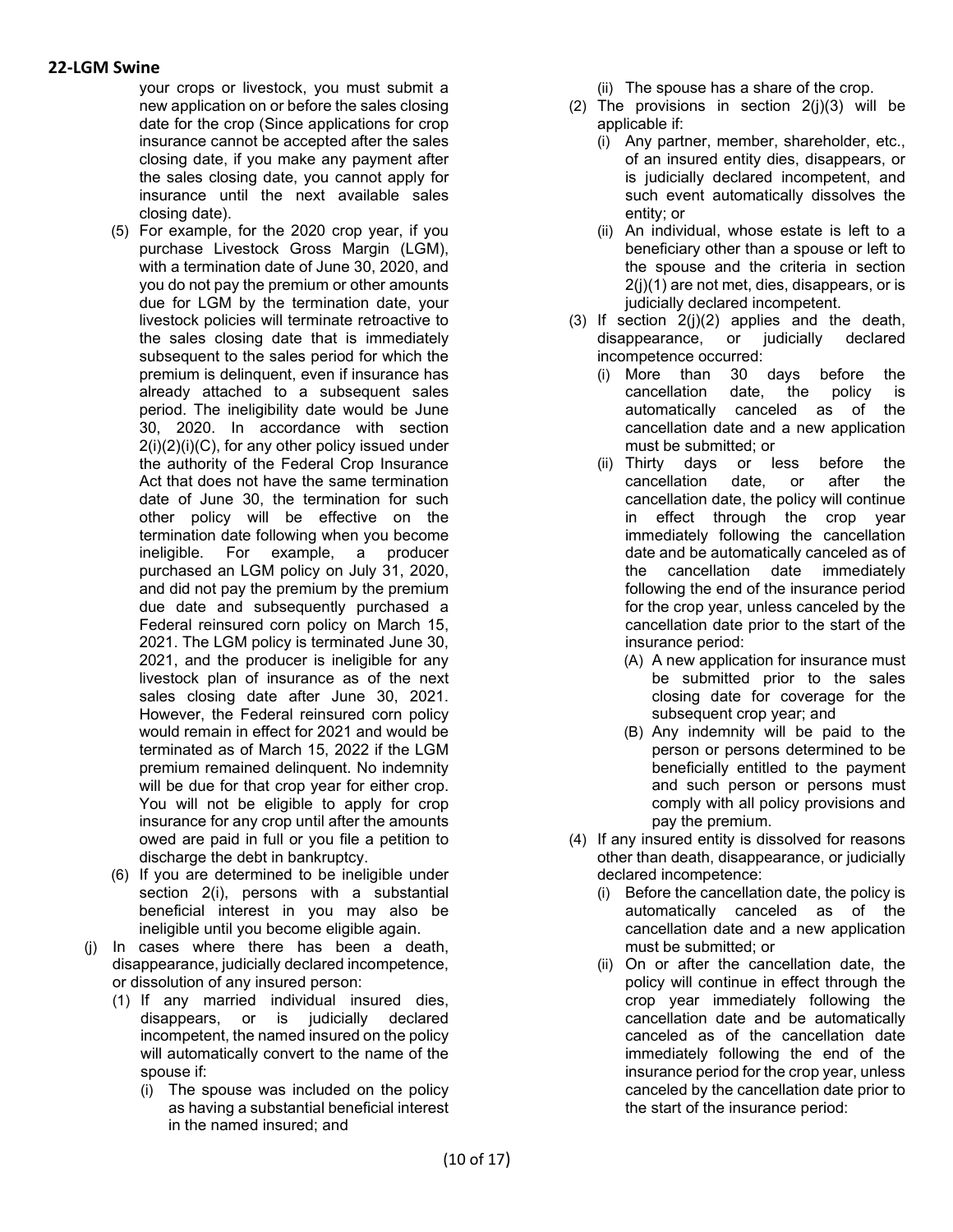your crops or livestock, you must submit a new application on or before the sales closing date for the crop (Since applications for crop insurance cannot be accepted after the sales closing date, if you make any payment after the sales closing date, you cannot apply for insurance until the next available sales closing date).

(5) For example, for the 2020 crop year, if you purchase Livestock Gross Margin (LGM), with a termination date of June 30, 2020, and you do not pay the premium or other amounts due for LGM by the termination date, your livestock policies will terminate retroactive to the sales closing date that is immediately subsequent to the sales period for which the premium is delinquent, even if insurance has already attached to a subsequent sales period. The ineligibility date would be June 30, 2020. In accordance with section 2(i)(2)(i)(C), for any other policy issued under the authority of the Federal Crop Insurance Act that does not have the same termination date of June 30, the termination for such other policy will be effective on the termination date following when you become ineligible. For example, a producer purchased an LGM policy on July 31, 2020, and did not pay the premium by the premium due date and subsequently purchased a Federal reinsured corn policy on March 15, 2021. The LGM policy is terminated June 30, 2021, and the producer is ineligible for any livestock plan of insurance as of the next sales closing date after June 30, 2021. However, the Federal reinsured corn policy would remain in effect for 2021 and would be terminated as of March 15, 2022 if the LGM premium remained delinquent. No indemnity will be due for that crop year for either crop. You will not be eligible to apply for crop insurance for any crop until after the amounts owed are paid in full or you file a petition to discharge the debt in bankruptcy.

(6) If you are determined to be ineligible under section 2(i), persons with a substantial beneficial interest in you may also be ineligible until you become eligible again.

(j) In cases where there has been a death, disappearance, judicially declared incompetence, or dissolution of any insured person:

(1) If any married individual insured dies, disappears, or is judicially declared incompetent, the named insured on the policy will automatically convert to the name of the spouse if:

(i) The spouse was included on the policy as having a substantial beneficial interest in the named insured; and

(ii) The spouse has a share of the crop.

(2) The provisions in section 2(j)(3) will be applicable if:

(i) Any partner, member, shareholder, etc., of an insured entity dies, disappears, or is judicially declared incompetent, and such event automatically dissolves the entity; or

(ii) An individual, whose estate is left to a beneficiary other than a spouse or left to the spouse and the criteria in section 2(j)(1) are not met, dies, disappears, or is judicially declared incompetent.

(3) If section 2(j)(2) applies and the death, disappearance, or judicially declared incompetence occurred:

(i) More than 30 days before the cancellation date, the policy is automatically canceled as of the cancellation date and a new application must be submitted; or

(ii) Thirty days or less before the cancellation date, or after the cancellation date, the policy will continue in effect through the crop year immediately following the cancellation date and be automatically canceled as of the cancellation date immediately following the end of the insurance period for the crop year, unless canceled by the cancellation date prior to the start of the insurance period:

(A) A new application for insurance must be submitted prior to the sales closing date for coverage for the subsequent crop year; and

(B) Any indemnity will be paid to the person or persons determined to be beneficially entitled to the payment and such person or persons must comply with all policy provisions and pay the premium.

(4) If any insured entity is dissolved for reasons other than death, disappearance, or judicially declared incompetence:

(i) Before the cancellation date, the policy is automatically canceled as of the cancellation date and a new application must be submitted; or

(ii) On or after the cancellation date, the policy will continue in effect through the crop year immediately following the cancellation date and be automatically canceled as of the cancellation date immediately following the end of the insurance period for the crop year, unless canceled by the cancellation date prior to the start of the insurance period: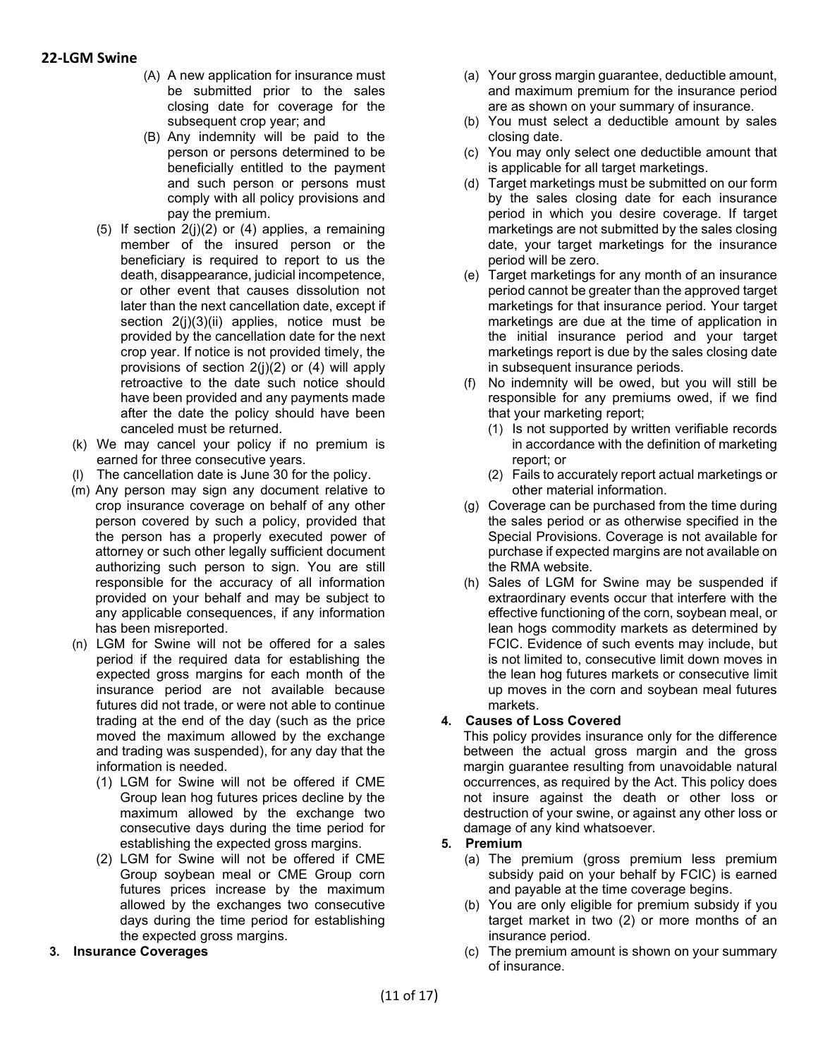(A) A new application for insurance must be submitted prior to the sales closing date for coverage for the subsequent crop year; and

(B) Any indemnity will be paid to the person or persons determined to be beneficially entitled to the payment and such person or persons must comply with all policy provisions and pay the premium.

(5) If section 2(j)(2) or (4) applies, a remaining member of the insured person or the beneficiary is required to report to us the death, disappearance, judicial incompetence, or other event that causes dissolution not later than the next cancellation date, except if section 2(j)(3)(ii) applies, notice must be provided by the cancellation date for the next crop year. If notice is not provided timely, the provisions of section 2(j)(2) or (4) will apply retroactive to the date such notice should have been provided and any payments made after the date the policy should have been canceled must be returned.

(k) We may cancel your policy if no premium is earned for three consecutive years.

(l) The cancellation date is June 30 for the policy.

(m) Any person may sign any document relative to crop insurance coverage on behalf of any other person covered by such a policy, provided that the person has a properly executed power of attorney or such other legally sufficient document authorizing such person to sign. You are still responsible for the accuracy of all information provided on your behalf and may be subject to any applicable consequences, if any information has been misreported.

(n) LGM for Swine will not be offered for a sales period if the required data for establishing the expected gross margins for each month of the insurance period are not available because futures did not trade, or were not able to continue trading at the end of the day (such as the price moved the maximum allowed by the exchange and trading was suspended), for any day that the information is needed.

(1) LGM for Swine will not be offered if CME Group lean hog futures prices decline by the maximum allowed by the exchange two consecutive days during the time period for establishing the expected gross margins.

(2) LGM for Swine will not be offered if CME Group soybean meal or CME Group corn futures prices increase by the maximum allowed by the exchanges two consecutive days during the time period for establishing the expected gross margins.

**3. Insurance Coverages**

(a) Your gross margin guarantee, deductible amount, and maximum premium for the insurance period are as shown on your summary of insurance.

(b) You must select a deductible amount by sales closing date.

(c) You may only select one deductible amount that is applicable for all target marketings.

(d) Target marketings must be submitted on our form by the sales closing date for each insurance period in which you desire coverage. If target marketings are not submitted by the sales closing date, your target marketings for the insurance period will be zero.

(e) Target marketings for any month of an insurance period cannot be greater than the approved target marketings for that insurance period. Your target marketings are due at the time of application in the initial insurance period and your target marketings report is due by the sales closing date in subsequent insurance periods.

(f) No indemnity will be owed, but you will still be responsible for any premiums owed, if we find that your marketing report;

(1) Is not supported by written verifiable records in accordance with the definition of marketing report; or

(2) Fails to accurately report actual marketings or other material information.

(g) Coverage can be purchased from the time during the sales period or as otherwise specified in the Special Provisions. Coverage is not available for purchase if expected margins are not available on the RMA website.

(h) Sales of LGM for Swine may be suspended if extraordinary events occur that interfere with the effective functioning of the corn, soybean meal, or lean hogs commodity markets as determined by FCIC. Evidence of such events may include, but is not limited to, consecutive limit down moves in the lean hog futures markets or consecutive limit up moves in the corn and soybean meal futures markets.

**4. Causes of Loss Covered**

This policy provides insurance only for the difference between the actual gross margin and the gross margin guarantee resulting from unavoidable natural occurrences, as required by the Act. This policy does not insure against the death or other loss or destruction of your swine, or against any other loss or damage of any kind whatsoever.

**5. Premium**

(a) The premium (gross premium less premium subsidy paid on your behalf by FCIC) is earned and payable at the time coverage begins.

(b) You are only eligible for premium subsidy if you target market in two (2) or more months of an insurance period.

(c) The premium amount is shown on your summary of insurance.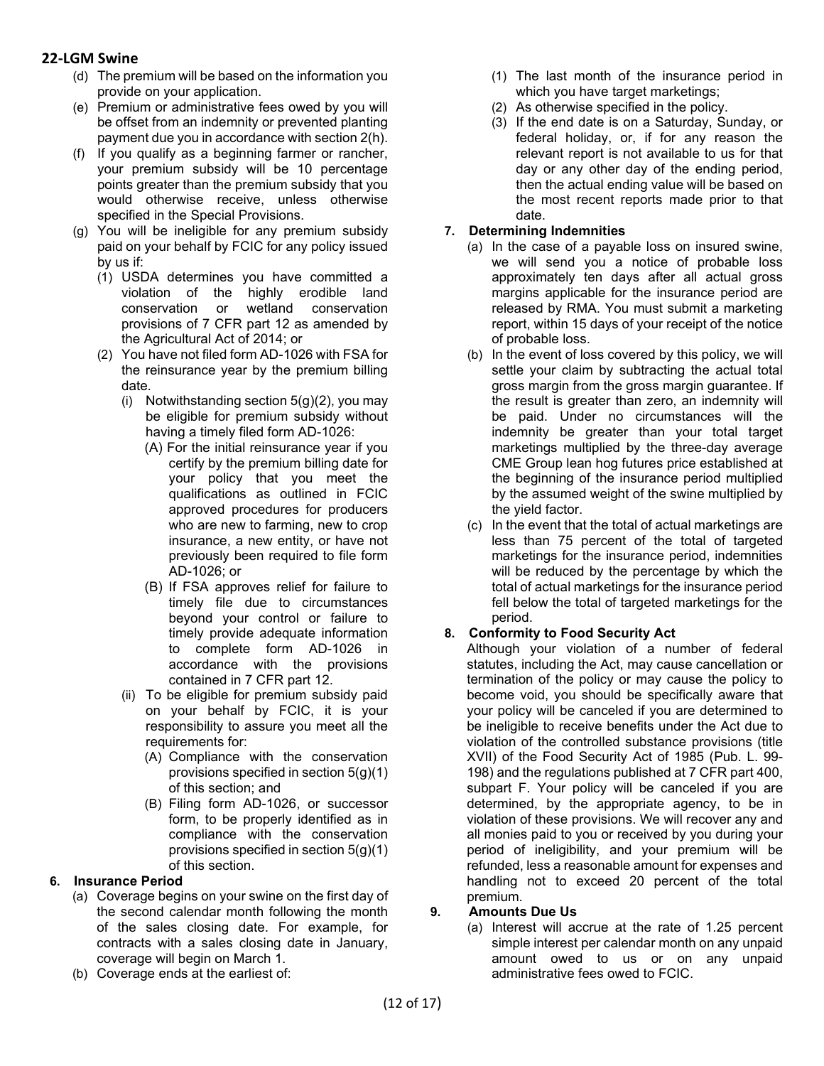- (d) The premium will be based on the information you provide on your application.
- (e) Premium or administrative fees owed by you will be offset from an indemnity or prevented planting payment due you in accordance with section 2(h).
- (f) If you qualify as a beginning farmer or rancher, your premium subsidy will be 10 percentage points greater than the premium subsidy that you would otherwise receive, unless otherwise specified in the Special Provisions.
- (g) You will be ineligible for any premium subsidy paid on your behalf by FCIC for any policy issued by us if:
  - (1) USDA determines you have committed a violation of the highly erodible land conservation or wetland conservation provisions of 7 CFR part 12 as amended by the Agricultural Act of 2014; or
  - (2) You have not filed form AD-1026 with FSA for the reinsurance year by the premium billing date.
    - (i) Notwithstanding section 5(g)(2), you may be eligible for premium subsidy without having a timely filed form AD-1026:
      - (A) For the initial reinsurance year if you certify by the premium billing date for your policy that you meet the qualifications as outlined in FCIC approved procedures for producers who are new to farming, new to crop insurance, a new entity, or have not previously been required to file form AD-1026; or
      - (B) If FSA approves relief for failure to timely file due to circumstances beyond your control or failure to timely provide adequate information to complete form AD-1026 in accordance with the provisions contained in 7 CFR part 12.
    - (ii) To be eligible for premium subsidy paid on your behalf by FCIC, it is your responsibility to assure you meet all the requirements for:
      - (A) Compliance with the conservation provisions specified in section 5(g)(1) of this section; and
      - (B) Filing form AD-1026, or successor form, to be properly identified as in compliance with the conservation provisions specified in section 5(g)(1) of this section.

### 6. Insurance Period

- (a) Coverage begins on your swine on the first day of the second calendar month following the month of the sales closing date. For example, for contracts with a sales closing date in January, coverage will begin on March 1.
- (b) Coverage ends at the earliest of:
  - (1) The last month of the insurance period in which you have target marketings;
  - (2) As otherwise specified in the policy.
  - (3) If the end date is on a Saturday, Sunday, or federal holiday, or, if for any reason the relevant report is not available to us for that day or any other day of the ending period, then the actual ending value will be based on the most recent reports made prior to that date.

### 7. Determining Indemnities

- (a) In the case of a payable loss on insured swine, we will send you a notice of probable loss approximately ten days after all actual gross margins applicable for the insurance period are released by RMA. You must submit a marketing report, within 15 days of your receipt of the notice of probable loss.
- (b) In the event of loss covered by this policy, we will settle your claim by subtracting the actual total gross margin from the gross margin guarantee. If the result is greater than zero, an indemnity will be paid. Under no circumstances will the indemnity be greater than your total target marketings multiplied by the three-day average CME Group lean hog futures price established at the beginning of the insurance period multiplied by the assumed weight of the swine multiplied by the yield factor.
- (c) In the event that the total of actual marketings are less than 75 percent of the total of targeted marketings for the insurance period, indemnities will be reduced by the percentage by which the total of actual marketings for the insurance period fell below the total of targeted marketings for the period.

### 8. Conformity to Food Security Act

Although your violation of a number of federal statutes, including the Act, may cause cancellation or termination of the policy or may cause the policy to become void, you should be specifically aware that your policy will be canceled if you are determined to be ineligible to receive benefits under the Act due to violation of the controlled substance provisions (title XVII) of the Food Security Act of 1985 (Pub. L. 99-198) and the regulations published at 7 CFR part 400, subpart F. Your policy will be canceled if you are determined, by the appropriate agency, to be in violation of these provisions. We will recover any and all monies paid to you or received by you during your period of ineligibility, and your premium will be refunded, less a reasonable amount for expenses and handling not to exceed 20 percent of the total premium.

### 9. Amounts Due Us

- (a) Interest will accrue at the rate of 1.25 percent simple interest per calendar month on any unpaid amount owed to us or on any unpaid administrative fees owed to FCIC.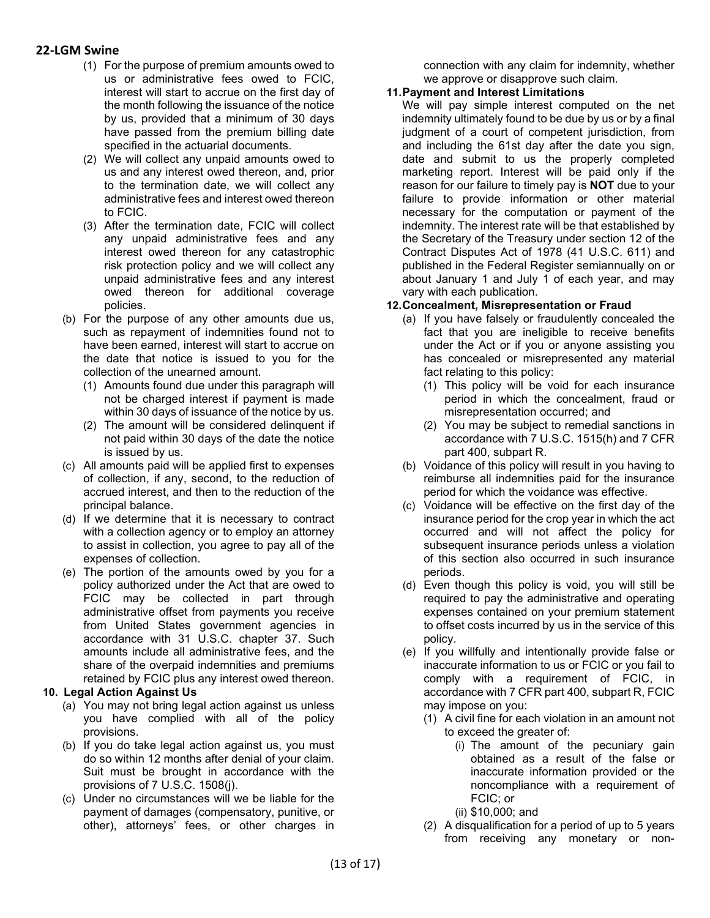(1) For the purpose of premium amounts owed to us or administrative fees owed to FCIC, interest will start to accrue on the first day of the month following the issuance of the notice by us, provided that a minimum of 30 days have passed from the premium billing date specified in the actuarial documents.

(2) We will collect any unpaid amounts owed to us and any interest owed thereon, and, prior to the termination date, we will collect any administrative fees and interest owed thereon to FCIC.

(3) After the termination date, FCIC will collect any unpaid administrative fees and any interest owed thereon for any catastrophic risk protection policy and we will collect any unpaid administrative fees and any interest owed thereon for additional coverage policies.

(b) For the purpose of any other amounts due us, such as repayment of indemnities found not to have been earned, interest will start to accrue on the date that notice is issued to you for the collection of the unearned amount.

(1) Amounts found due under this paragraph will not be charged interest if payment is made within 30 days of issuance of the notice by us.

(2) The amount will be considered delinquent if not paid within 30 days of the date the notice is issued by us.

(c) All amounts paid will be applied first to expenses of collection, if any, second, to the reduction of accrued interest, and then to the reduction of the principal balance.

(d) If we determine that it is necessary to contract with a collection agency or to employ an attorney to assist in collection, you agree to pay all of the expenses of collection.

(e) The portion of the amounts owed by you for a policy authorized under the Act that are owed to FCIC may be collected in part through administrative offset from payments you receive from United States government agencies in accordance with 31 U.S.C. chapter 37. Such amounts include all administrative fees, and the share of the overpaid indemnities and premiums retained by FCIC plus any interest owed thereon.

**10. Legal Action Against Us**

(a) You may not bring legal action against us unless you have complied with all of the policy provisions.

(b) If you do take legal action against us, you must do so within 12 months after denial of your claim. Suit must be brought in accordance with the provisions of 7 U.S.C. 1508(j).

(c) Under no circumstances will we be liable for the payment of damages (compensatory, punitive, or other), attorneys' fees, or other charges in connection with any claim for indemnity, whether we approve or disapprove such claim.

**11. Payment and Interest Limitations**

We will pay simple interest computed on the net indemnity ultimately found to be due by us or by a final judgment of a court of competent jurisdiction, from and including the 61st day after the date you sign, date and submit to us the properly completed marketing report. Interest will be paid only if the reason for our failure to timely pay is **NOT** due to your failure to provide information or other material necessary for the computation or payment of the indemnity. The interest rate will be that established by the Secretary of the Treasury under section 12 of the Contract Disputes Act of 1978 (41 U.S.C. 611) and published in the Federal Register semiannually on or about January 1 and July 1 of each year, and may vary with each publication.

**12. Concealment, Misrepresentation or Fraud**

(a) If you have falsely or fraudulently concealed the fact that you are ineligible to receive benefits under the Act or if you or anyone assisting you has concealed or misrepresented any material fact relating to this policy:

(1) This policy will be void for each insurance period in which the concealment, fraud or misrepresentation occurred; and

(2) You may be subject to remedial sanctions in accordance with 7 U.S.C. 1515(h) and 7 CFR part 400, subpart R.

(b) Voidance of this policy will result in you having to reimburse all indemnities paid for the insurance period for which the voidance was effective.

(c) Voidance will be effective on the first day of the insurance period for the crop year in which the act occurred and will not affect the policy for subsequent insurance periods unless a violation of this section also occurred in such insurance periods.

(d) Even though this policy is void, you will still be required to pay the administrative and operating expenses contained on your premium statement to offset costs incurred by us in the service of this policy.

(e) If you willfully and intentionally provide false or inaccurate information to us or FCIC or you fail to comply with a requirement of FCIC, in accordance with 7 CFR part 400, subpart R, FCIC may impose on you:

(1) A civil fine for each violation in an amount not to exceed the greater of:

(i) The amount of the pecuniary gain obtained as a result of the false or inaccurate information provided or the noncompliance with a requirement of FCIC; or

(ii) $10,000; and

(2) A disqualification for a period of up to 5 years from receiving any monetary or non-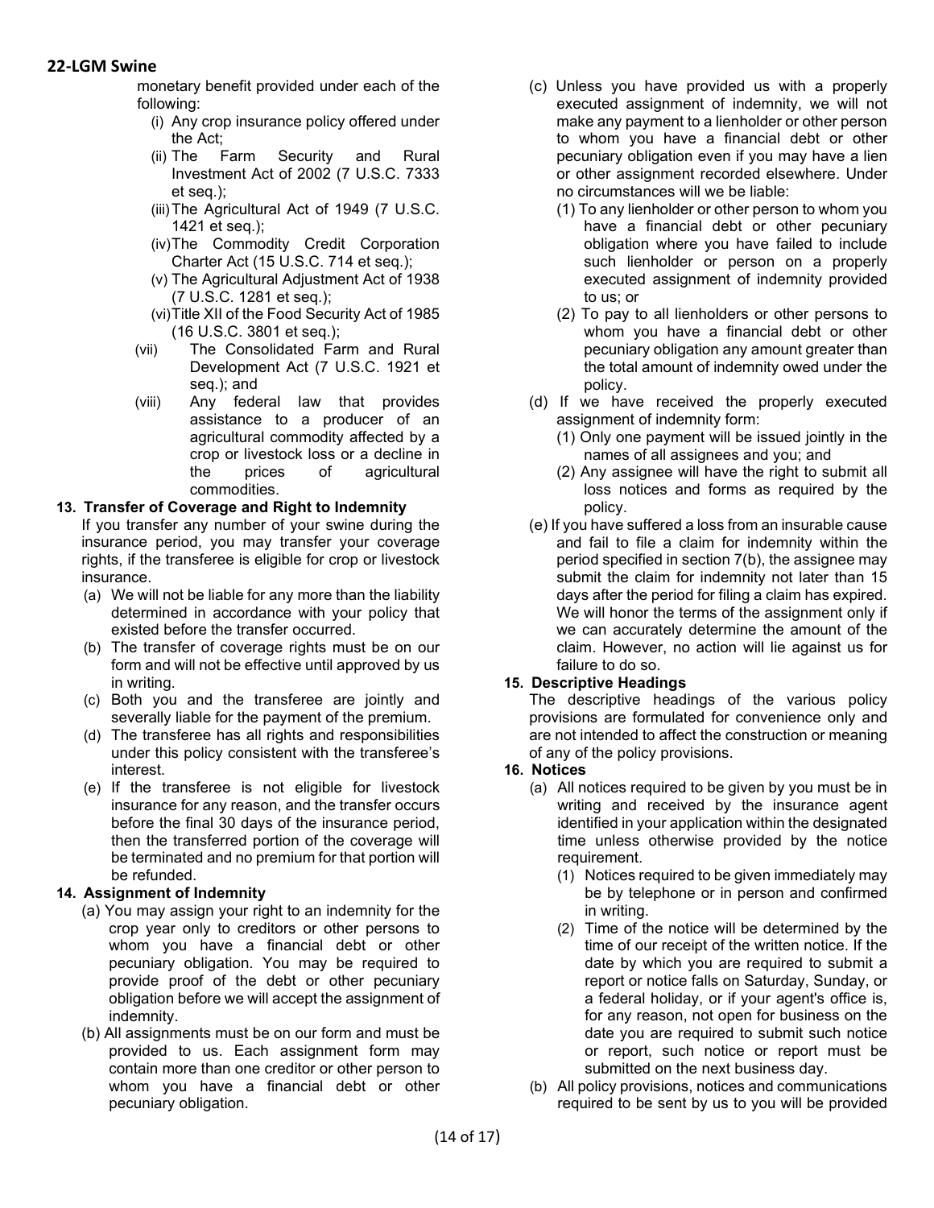monetary benefit provided under each of the following:

(i) Any crop insurance policy offered under the Act;

(ii) The Farm Security and Rural Investment Act of 2002 (7 U.S.C. 7333 et seq.);

(iii) The Agricultural Act of 1949 (7 U.S.C. 1421 et seq.);

(iv) The Commodity Credit Corporation Charter Act (15 U.S.C. 714 et seq.);

(v) The Agricultural Adjustment Act of 1938 (7 U.S.C. 1281 et seq.);

(vi) Title XII of the Food Security Act of 1985 (16 U.S.C. 3801 et seq.);

(vii) The Consolidated Farm and Rural Development Act (7 U.S.C. 1921 et seq.); and

(viii) Any federal law that provides assistance to a producer of an agricultural commodity affected by a crop or livestock loss or a decline in the prices of agricultural commodities.

**13. Transfer of Coverage and Right to Indemnity**

If you transfer any number of your swine during the insurance period, you may transfer your coverage rights, if the transferee is eligible for crop or livestock insurance.

(a) We will not be liable for any more than the liability determined in accordance with your policy that existed before the transfer occurred.

(b) The transfer of coverage rights must be on our form and will not be effective until approved by us in writing.

(c) Both you and the transferee are jointly and severally liable for the payment of the premium.

(d) The transferee has all rights and responsibilities under this policy consistent with the transferee's interest.

(e) If the transferee is not eligible for livestock insurance for any reason, and the transfer occurs before the final 30 days of the insurance period, then the transferred portion of the coverage will be terminated and no premium for that portion will be refunded.

**14. Assignment of Indemnity**

(a) You may assign your right to an indemnity for the crop year only to creditors or other persons to whom you have a financial debt or other pecuniary obligation. You may be required to provide proof of the debt or other pecuniary obligation before we will accept the assignment of indemnity.

(b) All assignments must be on our form and must be provided to us. Each assignment form may contain more than one creditor or other person to whom you have a financial debt or other pecuniary obligation.

(c) Unless you have provided us with a properly executed assignment of indemnity, we will not make any payment to a lienholder or other person to whom you have a financial debt or other pecuniary obligation even if you may have a lien or other assignment recorded elsewhere. Under no circumstances will we be liable:

(1) To any lienholder or other person to whom you have a financial debt or other pecuniary obligation where you have failed to include such lienholder or person on a properly executed assignment of indemnity provided to us; or

(2) To pay to all lienholders or other persons to whom you have a financial debt or other pecuniary obligation any amount greater than the total amount of indemnity owed under the policy.

(d) If we have received the properly executed assignment of indemnity form:

(1) Only one payment will be issued jointly in the names of all assignees and you; and

(2) Any assignee will have the right to submit all loss notices and forms as required by the policy.

(e) If you have suffered a loss from an insurable cause and fail to file a claim for indemnity within the period specified in section 7(b), the assignee may submit the claim for indemnity not later than 15 days after the period for filing a claim has expired. We will honor the terms of the assignment only if we can accurately determine the amount of the claim. However, no action will lie against us for failure to do so.

**15. Descriptive Headings**

The descriptive headings of the various policy provisions are formulated for convenience only and are not intended to affect the construction or meaning of any of the policy provisions.

**16. Notices**

(a) All notices required to be given by you must be in writing and received by the insurance agent identified in your application within the designated time unless otherwise provided by the notice requirement.

(1) Notices required to be given immediately may be by telephone or in person and confirmed in writing.

(2) Time of the notice will be determined by the time of our receipt of the written notice. If the date by which you are required to submit a report or notice falls on Saturday, Sunday, or a federal holiday, or if your agent's office is, for any reason, not open for business on the date you are required to submit such notice or report, such notice or report must be submitted on the next business day.

(b) All policy provisions, notices and communications required to be sent by us to you will be provided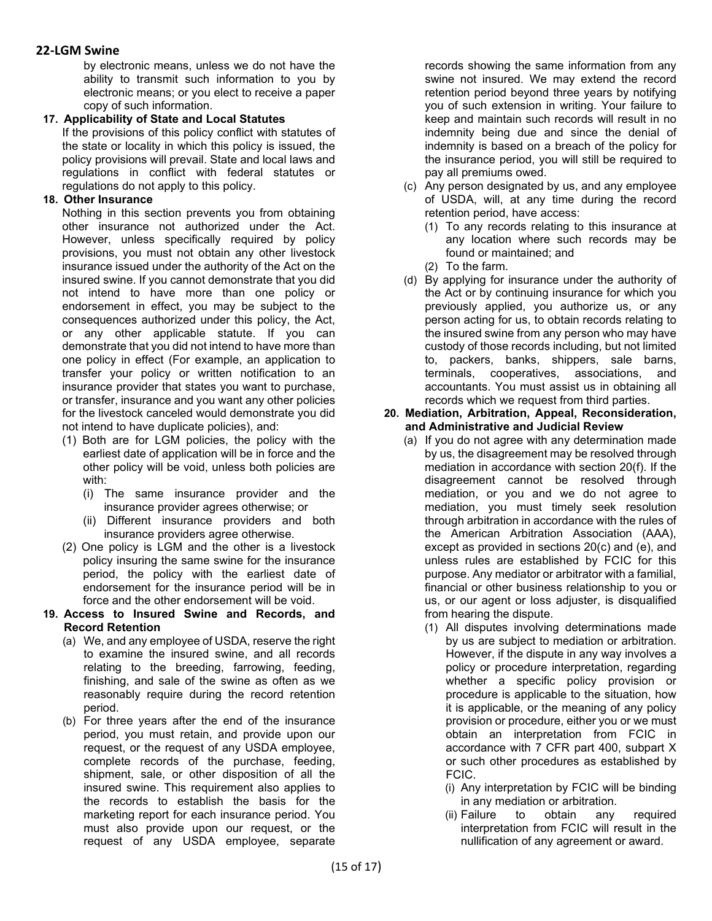by electronic means, unless we do not have the ability to transmit such information to you by electronic means; or you elect to receive a paper copy of such information.

**17. Applicability of State and Local Statutes**

If the provisions of this policy conflict with statutes of the state or locality in which this policy is issued, the policy provisions will prevail. State and local laws and regulations in conflict with federal statutes or regulations do not apply to this policy.

**18. Other Insurance**

Nothing in this section prevents you from obtaining other insurance not authorized under the Act. However, unless specifically required by policy provisions, you must not obtain any other livestock insurance issued under the authority of the Act on the insured swine. If you cannot demonstrate that you did not intend to have more than one policy or endorsement in effect, you may be subject to the consequences authorized under this policy, the Act, or any other applicable statute. If you can demonstrate that you did not intend to have more than one policy in effect (For example, an application to transfer your policy or written notification to an insurance provider that states you want to purchase, or transfer, insurance and you want any other policies for the livestock canceled would demonstrate you did not intend to have duplicate policies), and:

(1) Both are for LGM policies, the policy with the earliest date of application will be in force and the other policy will be void, unless both policies are with:
   (i) The same insurance provider and the insurance provider agrees otherwise; or
   (ii) Different insurance providers and both insurance providers agree otherwise.

(2) One policy is LGM and the other is a livestock policy insuring the same swine for the insurance period, the policy with the earliest date of endorsement for the insurance period will be in force and the other endorsement will be void.

**19. Access to Insured Swine and Records, and Record Retention**

(a) We, and any employee of USDA, reserve the right to examine the insured swine, and all records relating to the breeding, farrowing, feeding, finishing, and sale of the swine as often as we reasonably require during the record retention period.

(b) For three years after the end of the insurance period, you must retain, and provide upon our request, or the request of any USDA employee, complete records of the purchase, feeding, shipment, sale, or other disposition of all the insured swine. This requirement also applies to the records to establish the basis for the marketing report for each insurance period. You must also provide upon our request, or the request of any USDA employee, separate records showing the same information from any swine not insured. We may extend the record retention period beyond three years by notifying you of such extension in writing. Your failure to keep and maintain such records will result in no indemnity being due and since the denial of indemnity is based on a breach of the policy for the insurance period, you will still be required to pay all premiums owed.

(c) Any person designated by us, and any employee of USDA, will, at any time during the record retention period, have access:
   (1) To any records relating to this insurance at any location where such records may be found or maintained; and
   (2) To the farm.

(d) By applying for insurance under the authority of the Act or by continuing insurance for which you previously applied, you authorize us, or any person acting for us, to obtain records relating to the insured swine from any person who may have custody of those records including, but not limited to, packers, banks, shippers, sale barns, terminals, cooperatives, associations, and accountants. You must assist us in obtaining all records which we request from third parties.

**20. Mediation, Arbitration, Appeal, Reconsideration, and Administrative and Judicial Review**

(a) If you do not agree with any determination made by us, the disagreement may be resolved through mediation in accordance with section 20(f). If the disagreement cannot be resolved through mediation, or you and we do not agree to mediation, you must timely seek resolution through arbitration in accordance with the rules of the American Arbitration Association (AAA), except as provided in sections 20(c) and (e), and unless rules are established by FCIC for this purpose. Any mediator or arbitrator with a familial, financial or other business relationship to you or us, or our agent or loss adjuster, is disqualified from hearing the dispute.
   (1) All disputes involving determinations made by us are subject to mediation or arbitration. However, if the dispute in any way involves a policy or procedure interpretation, regarding whether a specific policy provision or procedure is applicable to the situation, how it is applicable, or the meaning of any policy provision or procedure, either you or we must obtain an interpretation from FCIC in accordance with 7 CFR part 400, subpart X or such other procedures as established by FCIC.
      (i) Any interpretation by FCIC will be binding in any mediation or arbitration.
      (ii) Failure to obtain any required interpretation from FCIC will result in the nullification of any agreement or award.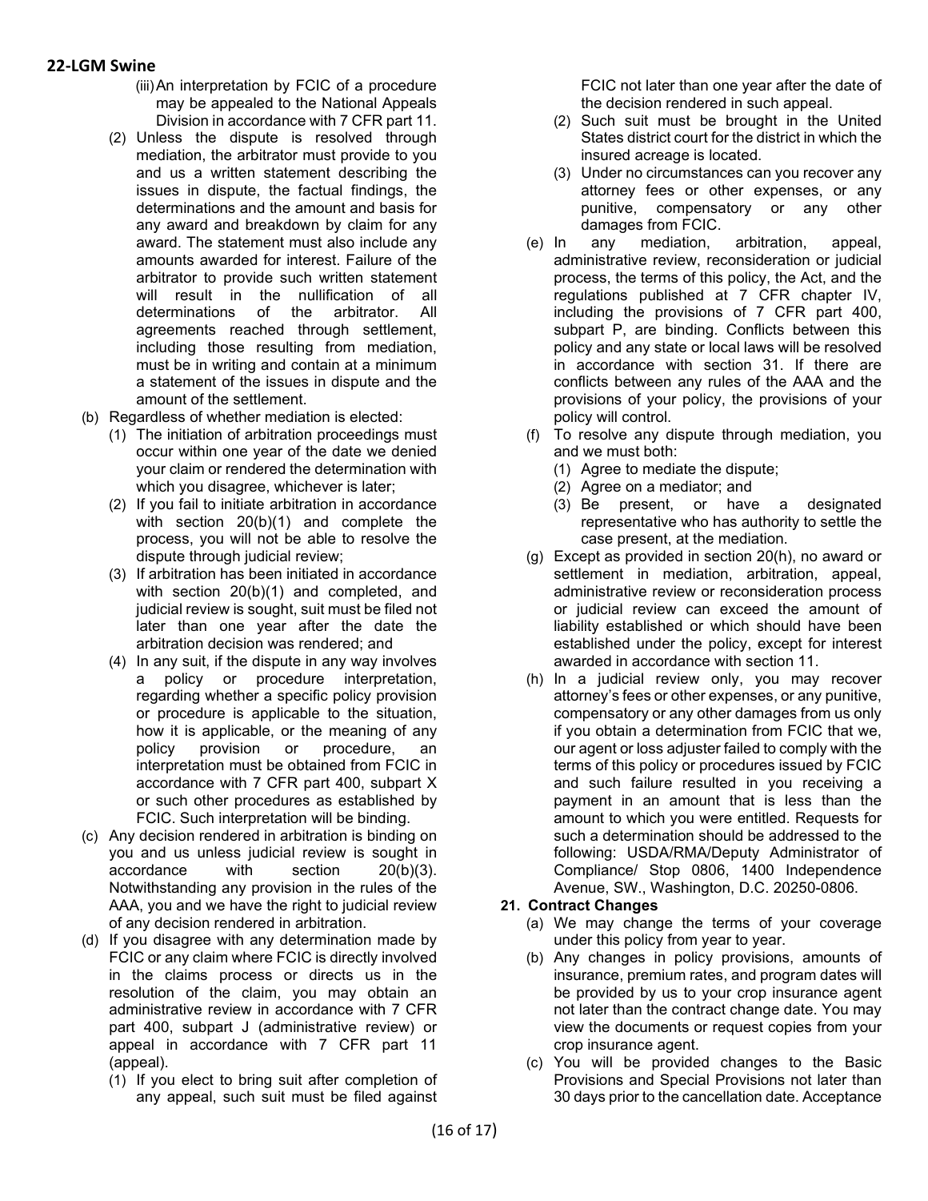(iii) An interpretation by FCIC of a procedure may be appealed to the National Appeals Division in accordance with 7 CFR part 11.

(2) Unless the dispute is resolved through mediation, the arbitrator must provide to you and us a written statement describing the issues in dispute, the factual findings, the determinations and the amount and basis for any award and breakdown by claim for any award. The statement must also include any amounts awarded for interest. Failure of the arbitrator to provide such written statement will result in the nullification of all determinations of the arbitrator. All agreements reached through settlement, including those resulting from mediation, must be in writing and contain at a minimum a statement of the issues in dispute and the amount of the settlement.

(b) Regardless of whether mediation is elected:

(1) The initiation of arbitration proceedings must occur within one year of the date we denied your claim or rendered the determination with which you disagree, whichever is later;

(2) If you fail to initiate arbitration in accordance with section 20(b)(1) and complete the process, you will not be able to resolve the dispute through judicial review;

(3) If arbitration has been initiated in accordance with section 20(b)(1) and completed, and judicial review is sought, suit must be filed not later than one year after the date the arbitration decision was rendered; and

(4) In any suit, if the dispute in any way involves a policy or procedure interpretation, regarding whether a specific policy provision or procedure is applicable to the situation, how it is applicable, or the meaning of any policy provision or procedure, an interpretation must be obtained from FCIC in accordance with 7 CFR part 400, subpart X or such other procedures as established by FCIC. Such interpretation will be binding.

(c) Any decision rendered in arbitration is binding on you and us unless judicial review is sought in accordance with section 20(b)(3). Notwithstanding any provision in the rules of the AAA, you and we have the right to judicial review of any decision rendered in arbitration.

(d) If you disagree with any determination made by FCIC or any claim where FCIC is directly involved in the claims process or directs us in the resolution of the claim, you may obtain an administrative review in accordance with 7 CFR part 400, subpart J (administrative review) or appeal in accordance with 7 CFR part 11 (appeal).

(1) If you elect to bring suit after completion of any appeal, such suit must be filed against FCIC not later than one year after the date of the decision rendered in such appeal.

(2) Such suit must be brought in the United States district court for the district in which the insured acreage is located.

(3) Under no circumstances can you recover any attorney fees or other expenses, or any punitive, compensatory or any other damages from FCIC.

(e) In any mediation, arbitration, appeal, administrative review, reconsideration or judicial process, the terms of this policy, the Act, and the regulations published at 7 CFR chapter IV, including the provisions of 7 CFR part 400, subpart P, are binding. Conflicts between this policy and any state or local laws will be resolved in accordance with section 31. If there are conflicts between any rules of the AAA and the provisions of your policy, the provisions of your policy will control.

(f) To resolve any dispute through mediation, you and we must both:

(1) Agree to mediate the dispute;

(2) Agree on a mediator; and

(3) Be present, or have a designated representative who has authority to settle the case present, at the mediation.

(g) Except as provided in section 20(h), no award or settlement in mediation, arbitration, appeal, administrative review or reconsideration process or judicial review can exceed the amount of liability established or which should have been established under the policy, except for interest awarded in accordance with section 11.

(h) In a judicial review only, you may recover attorney's fees or other expenses, or any punitive, compensatory or any other damages from us only if you obtain a determination from FCIC that we, our agent or loss adjuster failed to comply with the terms of this policy or procedures issued by FCIC and such failure resulted in you receiving a payment in an amount that is less than the amount to which you were entitled. Requests for such a determination should be addressed to the following: USDA/RMA/Deputy Administrator of Compliance/ Stop 0806, 1400 Independence Avenue, SW., Washington, D.C. 20250-0806.

**21. Contract Changes**

(a) We may change the terms of your coverage under this policy from year to year.

(b) Any changes in policy provisions, amounts of insurance, premium rates, and program dates will be provided by us to your crop insurance agent not later than the contract change date. You may view the documents or request copies from your crop insurance agent.

(c) You will be provided changes to the Basic Provisions and Special Provisions not later than 30 days prior to the cancellation date. Acceptance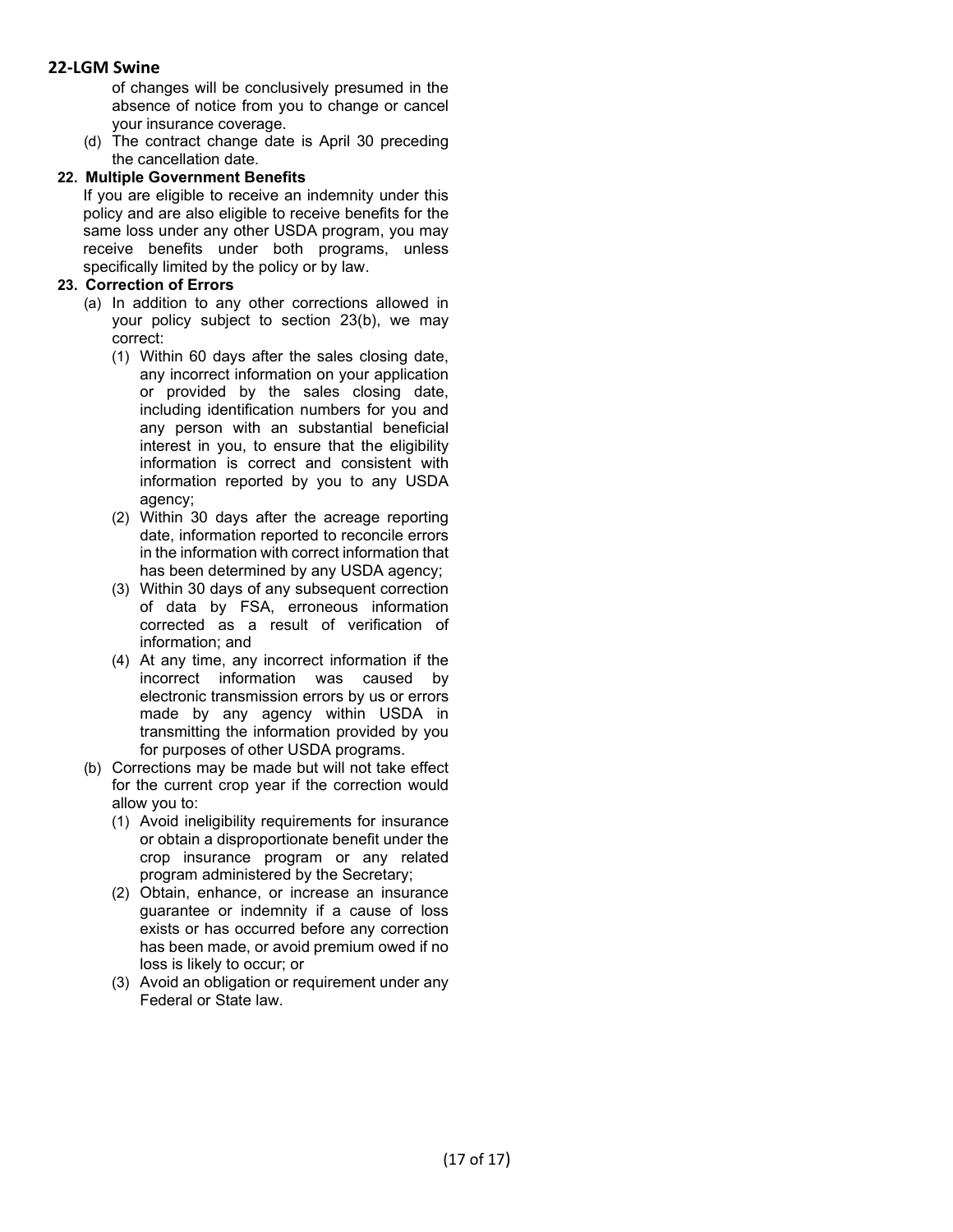of changes will be conclusively presumed in the absence of notice from you to change or cancel your insurance coverage.

(d) The contract change date is April 30 preceding the cancellation date.

**22. Multiple Government Benefits**

If you are eligible to receive an indemnity under this policy and are also eligible to receive benefits for the same loss under any other USDA program, you may receive benefits under both programs, unless specifically limited by the policy or by law.

**23. Correction of Errors**

(a) In addition to any other corrections allowed in your policy subject to section 23(b), we may correct:

(1) Within 60 days after the sales closing date, any incorrect information on your application or provided by the sales closing date, including identification numbers for you and any person with an substantial beneficial interest in you, to ensure that the eligibility information is correct and consistent with information reported by you to any USDA agency;

(2) Within 30 days after the acreage reporting date, information reported to reconcile errors in the information with correct information that has been determined by any USDA agency;

(3) Within 30 days of any subsequent correction of data by FSA, erroneous information corrected as a result of verification of information; and

(4) At any time, any incorrect information if the incorrect information was caused by electronic transmission errors by us or errors made by any agency within USDA in transmitting the information provided by you for purposes of other USDA programs.

(b) Corrections may be made but will not take effect for the current crop year if the correction would allow you to:

(1) Avoid ineligibility requirements for insurance or obtain a disproportionate benefit under the crop insurance program or any related program administered by the Secretary;

(2) Obtain, enhance, or increase an insurance guarantee or indemnity if a cause of loss exists or has occurred before any correction has been made, or avoid premium owed if no loss is likely to occur; or

(3) Avoid an obligation or requirement under any Federal or State law.